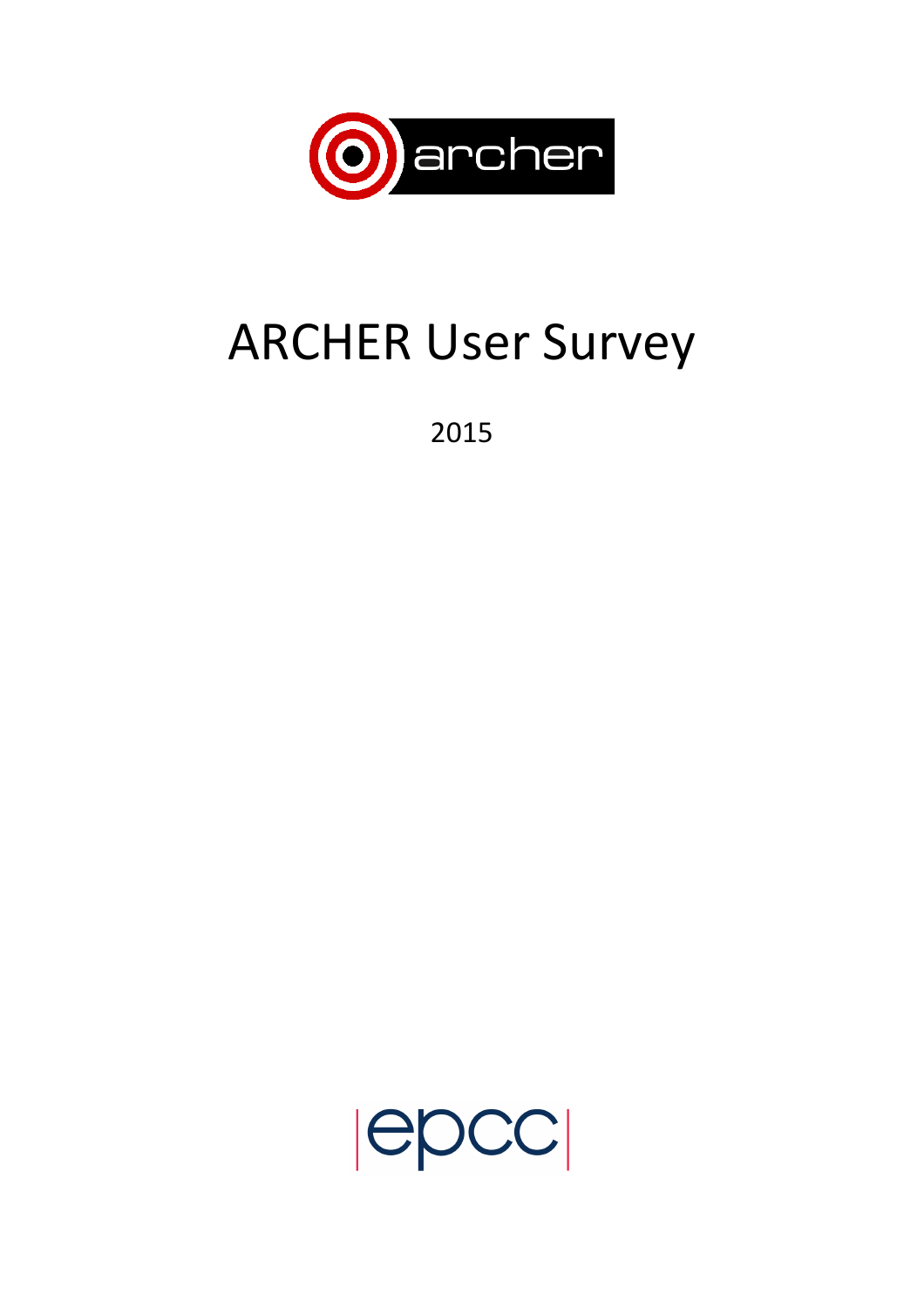# ARCHER User Survey

2015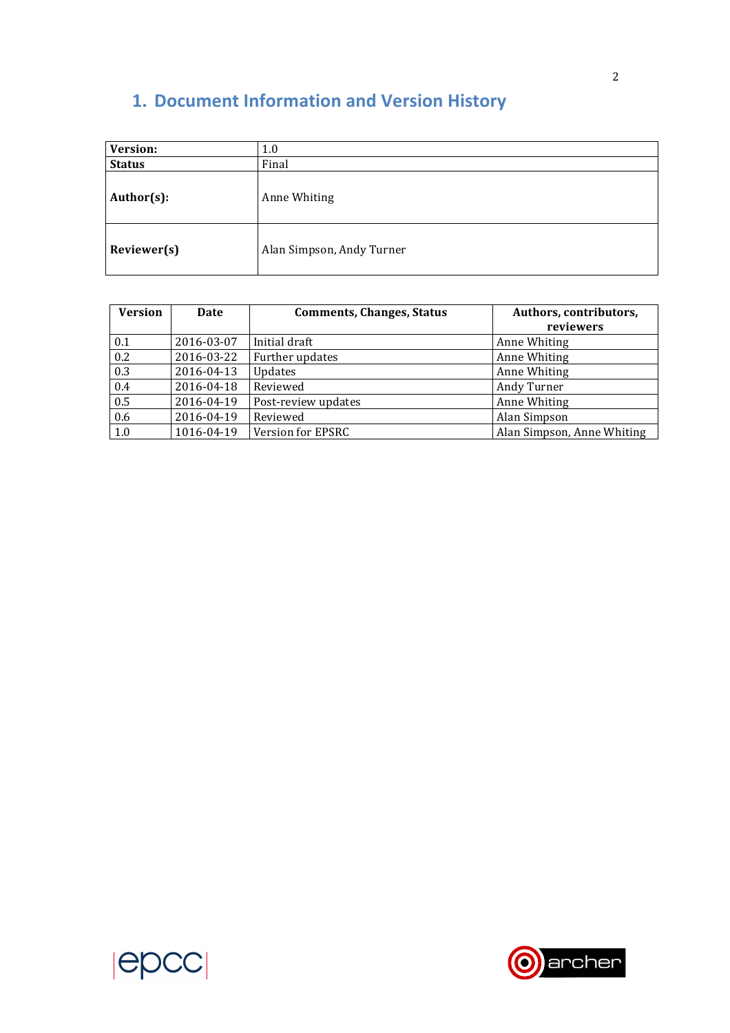## 1. Document Information and Version History

| **Version:** | 1.0 |
|---|---|
| **Status** | Final |
| **Author(s):** | Anne Whiting |
| **Reviewer(s)** | Alan Simpson, Andy Turner |

| Version | Date | Comments, Changes, Status | Authors, contributors, reviewers |
|---|---|---|---|
| 0.1 | 2016-03-07 | Initial draft | Anne Whiting |
| 0.2 | 2016-03-22 | Further updates | Anne Whiting |
| 0.3 | 2016-04-13 | Updates | Anne Whiting |
| 0.4 | 2016-04-18 | Reviewed | Andy Turner |
| 0.5 | 2016-04-19 | Post-review updates | Anne Whiting |
| 0.6 | 2016-04-19 | Reviewed | Alan Simpson |
| 1.0 | 1016-04-19 | Version for EPSRC | Alan Simpson, Anne Whiting |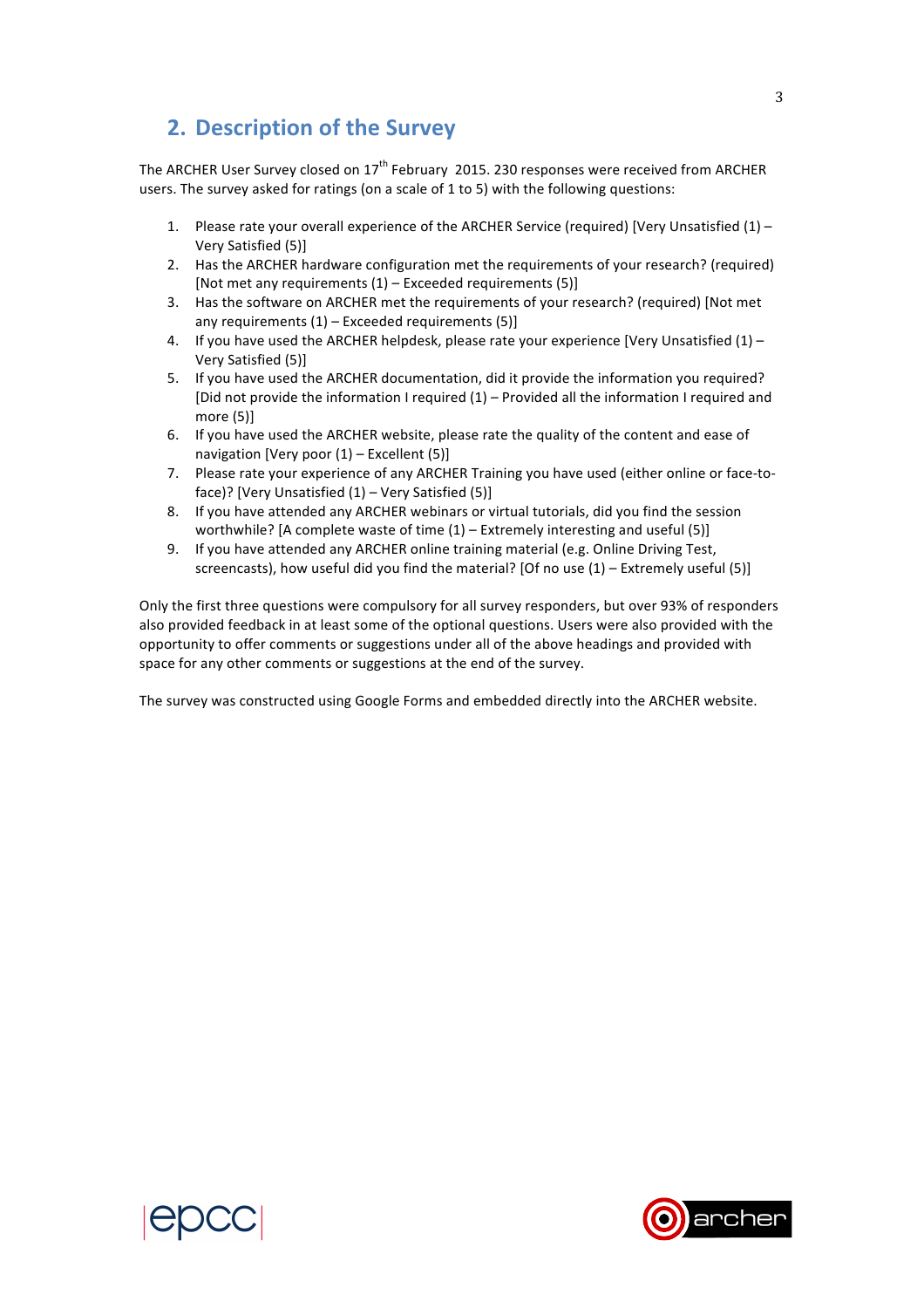## 2. Description of the Survey

The ARCHER User Survey closed on 17th February 2015. 230 responses were received from ARCHER users. The survey asked for ratings (on a scale of 1 to 5) with the following questions:

1. Please rate your overall experience of the ARCHER Service (required) [Very Unsatisfied (1) – Very Satisfied (5)]
2. Has the ARCHER hardware configuration met the requirements of your research? (required) [Not met any requirements (1) – Exceeded requirements (5)]
3. Has the software on ARCHER met the requirements of your research? (required) [Not met any requirements (1) – Exceeded requirements (5)]
4. If you have used the ARCHER helpdesk, please rate your experience [Very Unsatisfied (1) – Very Satisfied (5)]
5. If you have used the ARCHER documentation, did it provide the information you required? [Did not provide the information I required (1) – Provided all the information I required and more (5)]
6. If you have used the ARCHER website, please rate the quality of the content and ease of navigation [Very poor (1) – Excellent (5)]
7. Please rate your experience of any ARCHER Training you have used (either online or face-to-face)? [Very Unsatisfied (1) – Very Satisfied (5)]
8. If you have attended any ARCHER webinars or virtual tutorials, did you find the session worthwhile? [A complete waste of time (1) – Extremely interesting and useful (5)]
9. If you have attended any ARCHER online training material (e.g. Online Driving Test, screencasts), how useful did you find the material? [Of no use (1) – Extremely useful (5)]

Only the first three questions were compulsory for all survey responders, but over 93% of responders also provided feedback in at least some of the optional questions. Users were also provided with the opportunity to offer comments or suggestions under all of the above headings and provided with space for any other comments or suggestions at the end of the survey.

The survey was constructed using Google Forms and embedded directly into the ARCHER website.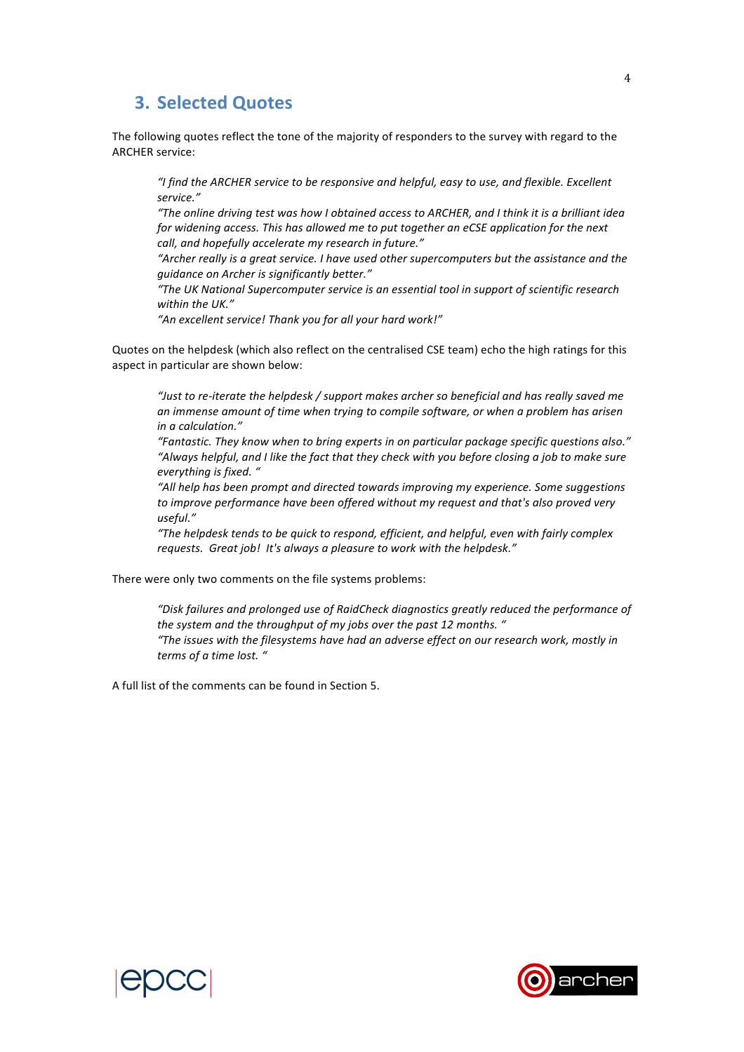## 3. Selected Quotes

The following quotes reflect the tone of the majority of responders to the survey with regard to the ARCHER service:

> *"I find the ARCHER service to be responsive and helpful, easy to use, and flexible. Excellent service."*
> *"The online driving test was how I obtained access to ARCHER, and I think it is a brilliant idea for widening access. This has allowed me to put together an eCSE application for the next call, and hopefully accelerate my research in future."*
> *"Archer really is a great service. I have used other supercomputers but the assistance and the guidance on Archer is significantly better."*
> *"The UK National Supercomputer service is an essential tool in support of scientific research within the UK."*
> *"An excellent service! Thank you for all your hard work!"*

Quotes on the helpdesk (which also reflect on the centralised CSE team) echo the high ratings for this aspect in particular are shown below:

> *"Just to re-iterate the helpdesk / support makes archer so beneficial and has really saved me an immense amount of time when trying to compile software, or when a problem has arisen in a calculation."*
> *"Fantastic. They know when to bring experts in on particular package specific questions also."*
> *"Always helpful, and I like the fact that they check with you before closing a job to make sure everything is fixed. "*
> *"All help has been prompt and directed towards improving my experience. Some suggestions to improve performance have been offered without my request and that's also proved very useful."*
> *"The helpdesk tends to be quick to respond, efficient, and helpful, even with fairly complex requests. Great job! It's always a pleasure to work with the helpdesk."*

There were only two comments on the file systems problems:

> *"Disk failures and prolonged use of RaidCheck diagnostics greatly reduced the performance of the system and the throughput of my jobs over the past 12 months. "*
> *"The issues with the filesystems have had an adverse effect on our research work, mostly in terms of a time lost. "*

A full list of the comments can be found in Section 5.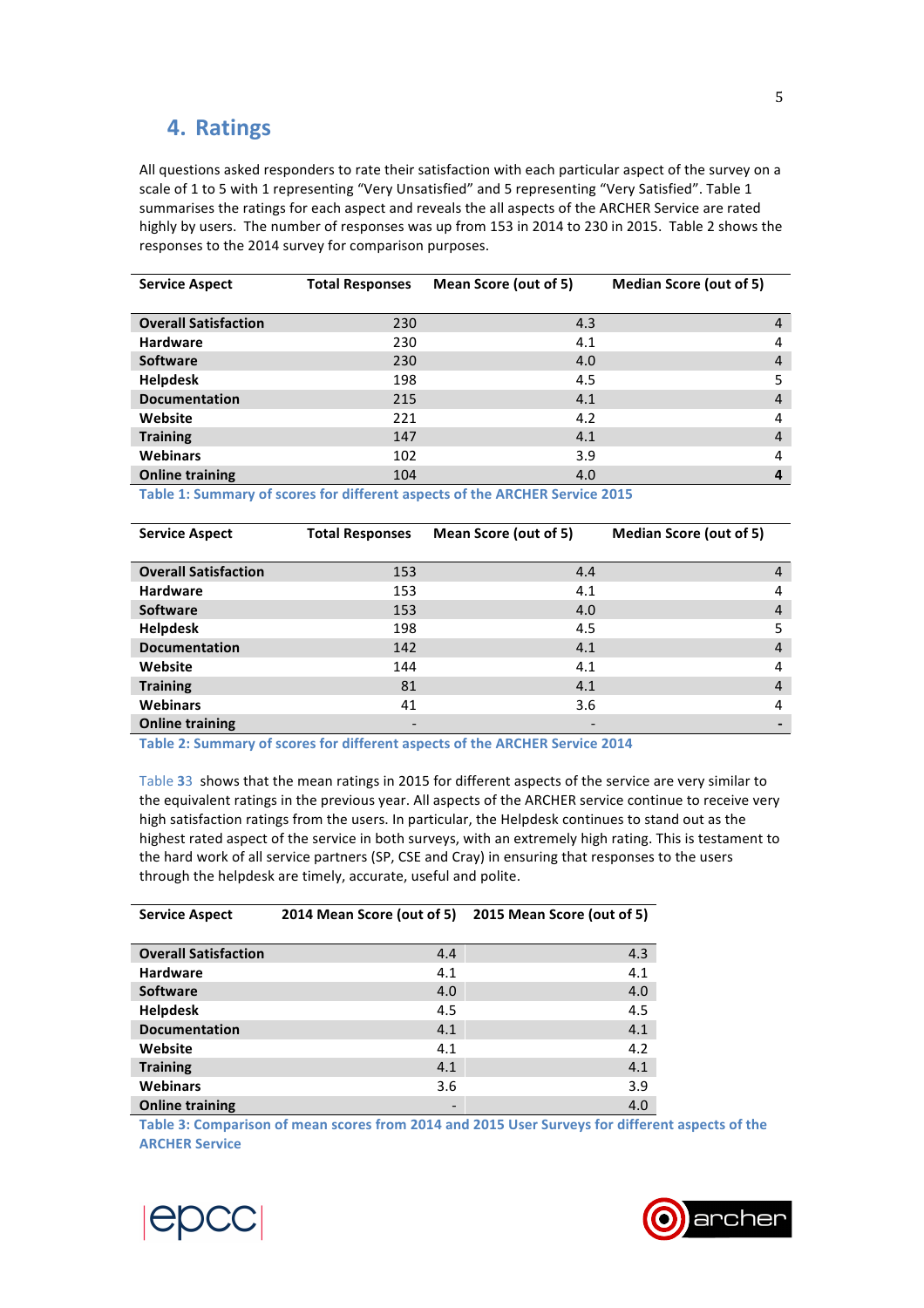## 4. Ratings

All questions asked responders to rate their satisfaction with each particular aspect of the survey on a scale of 1 to 5 with 1 representing "Very Unsatisfied" and 5 representing "Very Satisfied". Table 1 summarises the ratings for each aspect and reveals the all aspects of the ARCHER Service are rated highly by users. The number of responses was up from 153 in 2014 to 230 in 2015. Table 2 shows the responses to the 2014 survey for comparison purposes.

| Service Aspect | Total Responses | Mean Score (out of 5) | Median Score (out of 5) |
|---|---|---|---|
| **Overall Satisfaction** | 230 | 4.3 | 4 |
| **Hardware** | 230 | 4.1 | 4 |
| **Software** | 230 | 4.0 | 4 |
| **Helpdesk** | 198 | 4.5 | 5 |
| **Documentation** | 215 | 4.1 | 4 |
| **Website** | 221 | 4.2 | 4 |
| **Training** | 147 | 4.1 | 4 |
| **Webinars** | 102 | 3.9 | 4 |
| **Online training** | 104 | 4.0 | **4** |

**Table 1: Summary of scores for different aspects of the ARCHER Service 2015**

| Service Aspect | Total Responses | Mean Score (out of 5) | Median Score (out of 5) |
|---|---|---|---|
| **Overall Satisfaction** | 153 | 4.4 | 4 |
| **Hardware** | 153 | 4.1 | 4 |
| **Software** | 153 | 4.0 | 4 |
| **Helpdesk** | 198 | 4.5 | 5 |
| **Documentation** | 142 | 4.1 | 4 |
| **Website** | 144 | 4.1 | 4 |
| **Training** | 81 | 4.1 | 4 |
| **Webinars** | 41 | 3.6 | 4 |
| **Online training** | - | - | **-** |

**Table 2: Summary of scores for different aspects of the ARCHER Service 2014**

Table 33 shows that the mean ratings in 2015 for different aspects of the service are very similar to the equivalent ratings in the previous year. All aspects of the ARCHER service continue to receive very high satisfaction ratings from the users. In particular, the Helpdesk continues to stand out as the highest rated aspect of the service in both surveys, with an extremely high rating. This is testament to the hard work of all service partners (SP, CSE and Cray) in ensuring that responses to the users through the helpdesk are timely, accurate, useful and polite.

| Service Aspect | 2014 Mean Score (out of 5) | 2015 Mean Score (out of 5) |
|---|---|---|
| **Overall Satisfaction** | 4.4 | 4.3 |
| **Hardware** | 4.1 | 4.1 |
| **Software** | 4.0 | 4.0 |
| **Helpdesk** | 4.5 | 4.5 |
| **Documentation** | 4.1 | 4.1 |
| **Website** | 4.1 | 4.2 |
| **Training** | 4.1 | 4.1 |
| **Webinars** | 3.6 | 3.9 |
| **Online training** | - | 4.0 |

**Table 3: Comparison of mean scores from 2014 and 2015 User Surveys for different aspects of the ARCHER Service**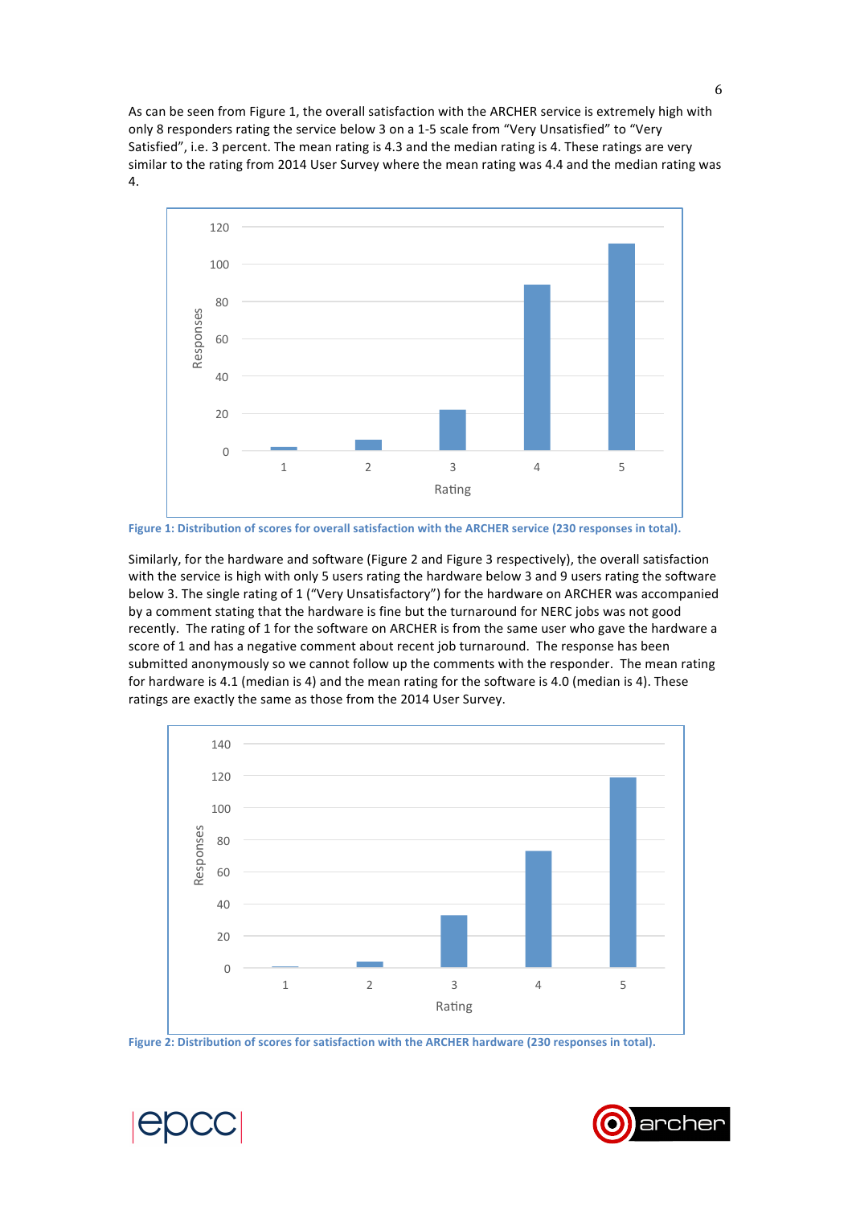As can be seen from Figure 1, the overall satisfaction with the ARCHER service is extremely high with only 8 responders rating the service below 3 on a 1-5 scale from “Very Unsatisfied” to “Very Satisfied”, i.e. 3 percent. The mean rating is 4.3 and the median rating is 4. These ratings are very similar to the rating from 2014 User Survey where the mean rating was 4.4 and the median rating was 4.

Figure 1: Distribution of scores for overall satisfaction with the ARCHER service (230 responses in total).

Similarly, for the hardware and software (Figure 2 and Figure 3 respectively), the overall satisfaction with the service is high with only 5 users rating the hardware below 3 and 9 users rating the software below 3. The single rating of 1 (“Very Unsatisfactory”) for the hardware on ARCHER was accompanied by a comment stating that the hardware is fine but the turnaround for NERC jobs was not good recently. The rating of 1 for the software on ARCHER is from the same user who gave the hardware a score of 1 and has a negative comment about recent job turnaround. The response has been submitted anonymously so we cannot follow up the comments with the responder. The mean rating for hardware is 4.1 (median is 4) and the mean rating for the software is 4.0 (median is 4). These ratings are exactly the same as those from the 2014 User Survey.

Figure 2: Distribution of scores for satisfaction with the ARCHER hardware (230 responses in total).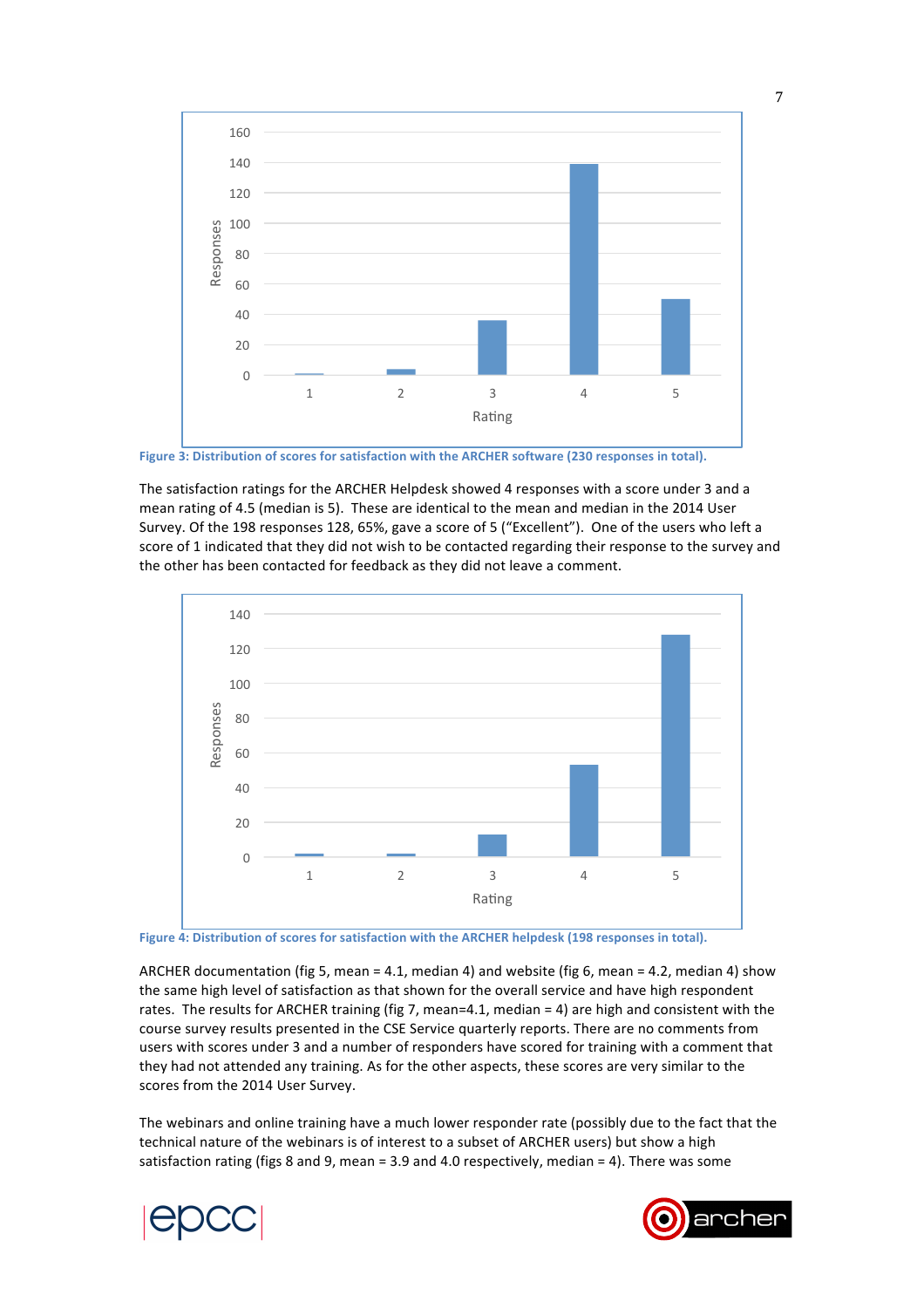Figure 3: Distribution of scores for satisfaction with the ARCHER software (230 responses in total).

The satisfaction ratings for the ARCHER Helpdesk showed 4 responses with a score under 3 and a mean rating of 4.5 (median is 5). These are identical to the mean and median in the 2014 User Survey. Of the 198 responses 128, 65%, gave a score of 5 ("Excellent"). One of the users who left a score of 1 indicated that they did not wish to be contacted regarding their response to the survey and the other has been contacted for feedback as they did not leave a comment.

Figure 4: Distribution of scores for satisfaction with the ARCHER helpdesk (198 responses in total).

ARCHER documentation (fig 5, mean = 4.1, median 4) and website (fig 6, mean = 4.2, median 4) show the same high level of satisfaction as that shown for the overall service and have high respondent rates. The results for ARCHER training (fig 7, mean=4.1, median = 4) are high and consistent with the course survey results presented in the CSE Service quarterly reports. There are no comments from users with scores under 3 and a number of responders have scored for training with a comment that they had not attended any training. As for the other aspects, these scores are very similar to the scores from the 2014 User Survey.

The webinars and online training have a much lower responder rate (possibly due to the fact that the technical nature of the webinars is of interest to a subset of ARCHER users) but show a high satisfaction rating (figs 8 and 9, mean = 3.9 and 4.0 respectively, median = 4). There was some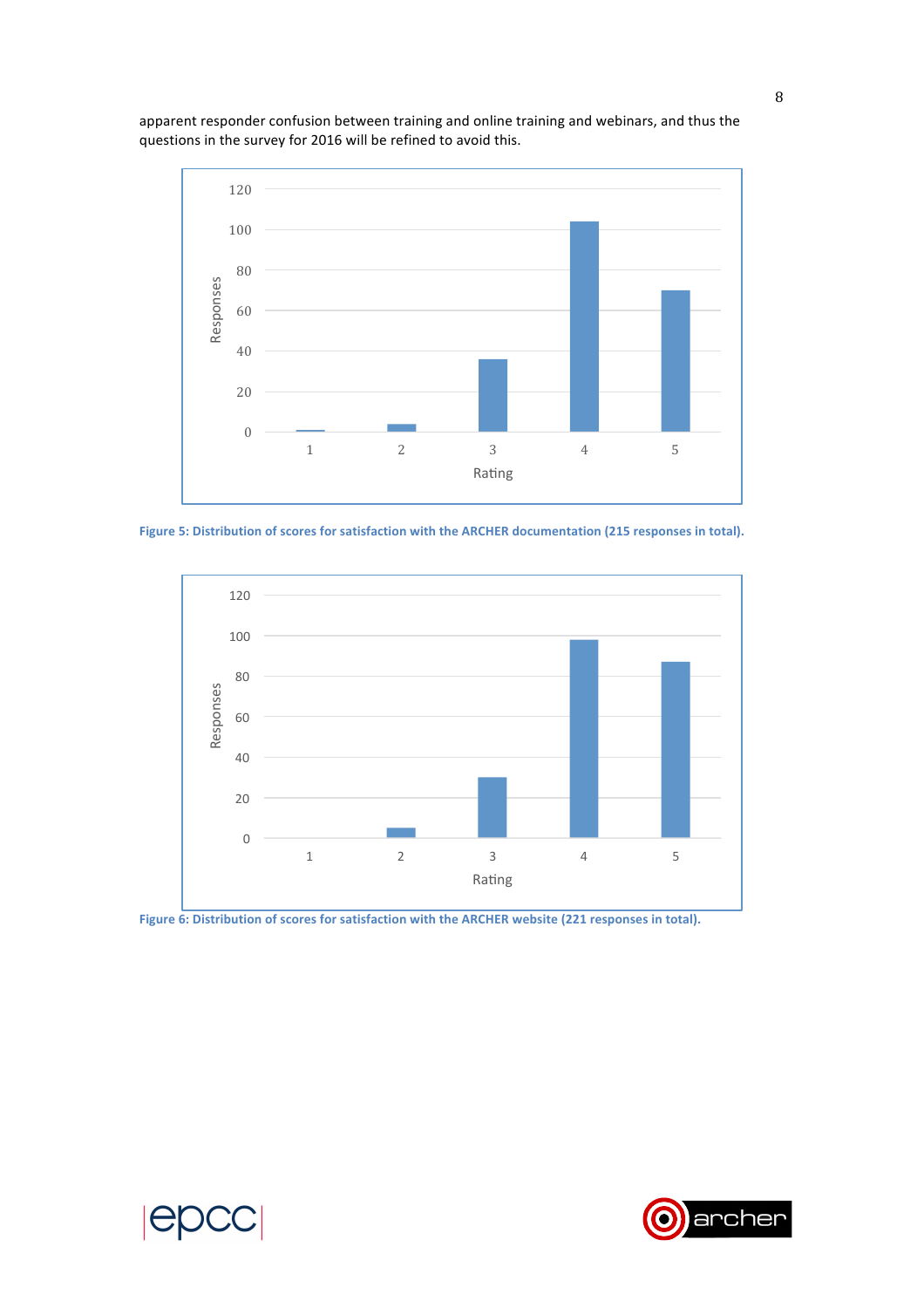apparent responder confusion between training and online training and webinars, and thus the questions in the survey for 2016 will be refined to avoid this.

**Figure 5: Distribution of scores for satisfaction with the ARCHER documentation (215 responses in total).**

**Figure 6: Distribution of scores for satisfaction with the ARCHER website (221 responses in total).**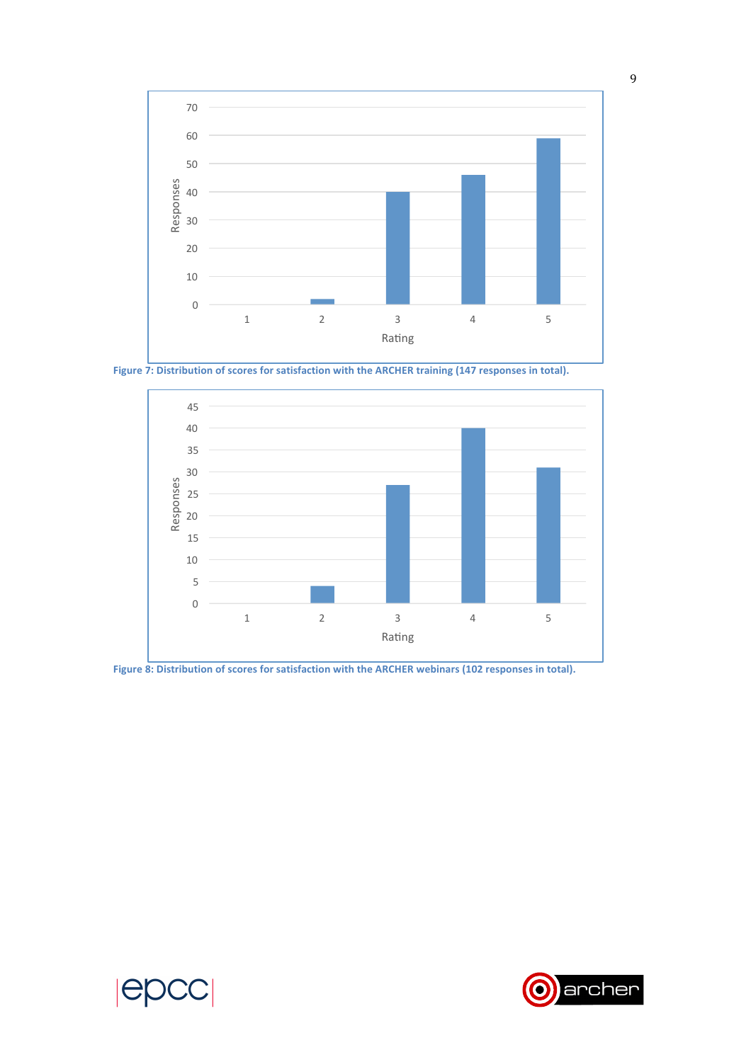Figure 7: Distribution of scores for satisfaction with the ARCHER training (147 responses in total).

Figure 8: Distribution of scores for satisfaction with the ARCHER webinars (102 responses in total).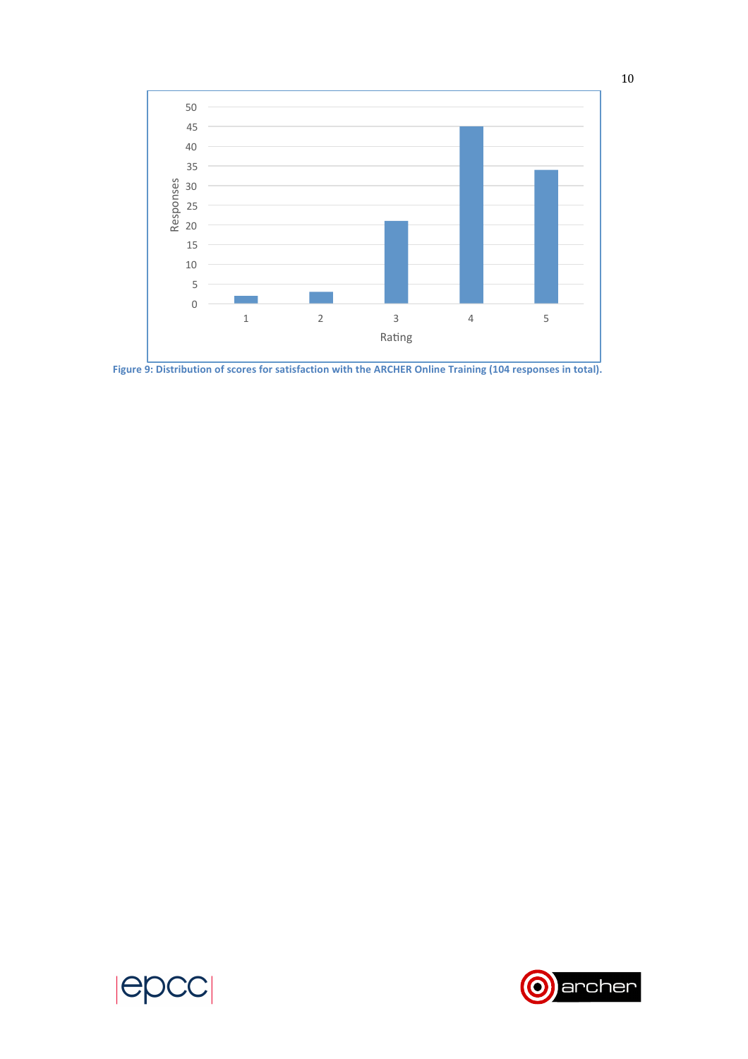Figure 9: Distribution of scores for satisfaction with the ARCHER Online Training (104 responses in total).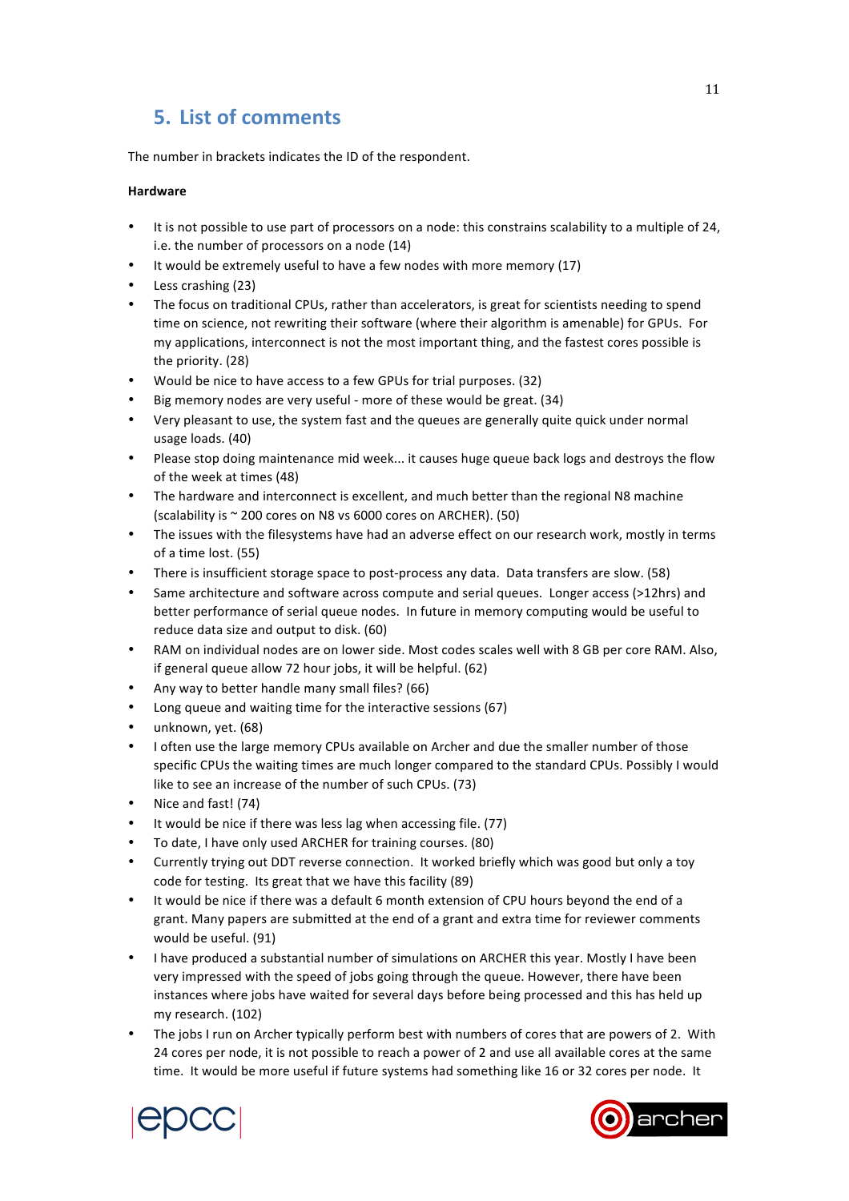## 5. List of comments

The number in brackets indicates the ID of the respondent.

**Hardware**

- It is not possible to use part of processors on a node: this constrains scalability to a multiple of 24, i.e. the number of processors on a node (14)
- It would be extremely useful to have a few nodes with more memory (17)
- Less crashing (23)
- The focus on traditional CPUs, rather than accelerators, is great for scientists needing to spend time on science, not rewriting their software (where their algorithm is amenable) for GPUs. For my applications, interconnect is not the most important thing, and the fastest cores possible is the priority. (28)
- Would be nice to have access to a few GPUs for trial purposes. (32)
- Big memory nodes are very useful - more of these would be great. (34)
- Very pleasant to use, the system fast and the queues are generally quite quick under normal usage loads. (40)
- Please stop doing maintenance mid week... it causes huge queue back logs and destroys the flow of the week at times (48)
- The hardware and interconnect is excellent, and much better than the regional N8 machine (scalability is ~ 200 cores on N8 vs 6000 cores on ARCHER). (50)
- The issues with the filesystems have had an adverse effect on our research work, mostly in terms of a time lost. (55)
- There is insufficient storage space to post-process any data. Data transfers are slow. (58)
- Same architecture and software across compute and serial queues. Longer access (>12hrs) and better performance of serial queue nodes. In future in memory computing would be useful to reduce data size and output to disk. (60)
- RAM on individual nodes are on lower side. Most codes scales well with 8 GB per core RAM. Also, if general queue allow 72 hour jobs, it will be helpful. (62)
- Any way to better handle many small files? (66)
- Long queue and waiting time for the interactive sessions (67)
- unknown, yet. (68)
- I often use the large memory CPUs available on Archer and due the smaller number of those specific CPUs the waiting times are much longer compared to the standard CPUs. Possibly I would like to see an increase of the number of such CPUs. (73)
- Nice and fast! (74)
- It would be nice if there was less lag when accessing file. (77)
- To date, I have only used ARCHER for training courses. (80)
- Currently trying out DDT reverse connection. It worked briefly which was good but only a toy code for testing. Its great that we have this facility (89)
- It would be nice if there was a default 6 month extension of CPU hours beyond the end of a grant. Many papers are submitted at the end of a grant and extra time for reviewer comments would be useful. (91)
- I have produced a substantial number of simulations on ARCHER this year. Mostly I have been very impressed with the speed of jobs going through the queue. However, there have been instances where jobs have waited for several days before being processed and this has held up my research. (102)
- The jobs I run on Archer typically perform best with numbers of cores that are powers of 2. With 24 cores per node, it is not possible to reach a power of 2 and use all available cores at the same time. It would be more useful if future systems had something like 16 or 32 cores per node. It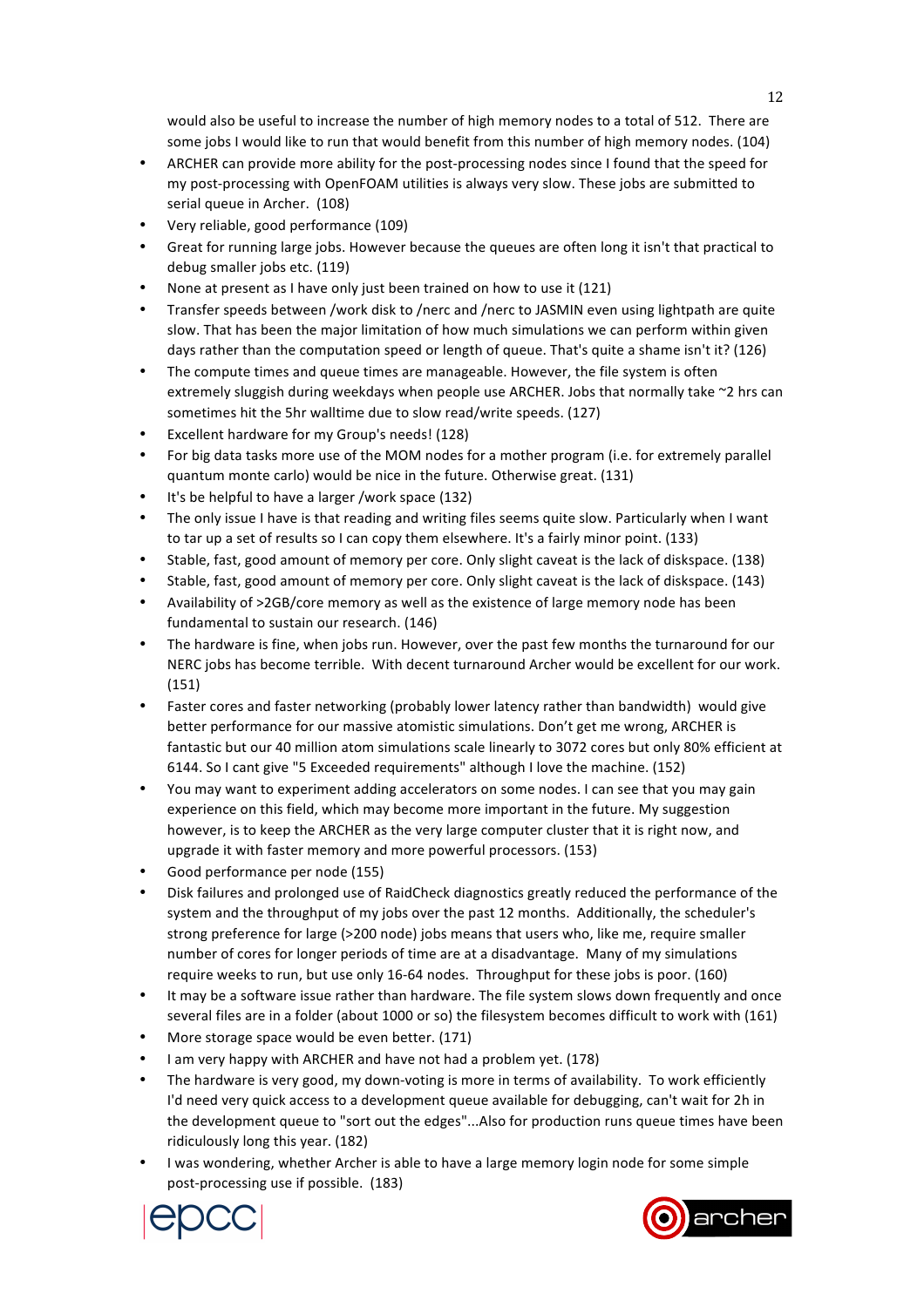would also be useful to increase the number of high memory nodes to a total of 512. There are some jobs I would like to run that would benefit from this number of high memory nodes. (104)

- ARCHER can provide more ability for the post-processing nodes since I found that the speed for my post-processing with OpenFOAM utilities is always very slow. These jobs are submitted to serial queue in Archer. (108)
- Very reliable, good performance (109)
- Great for running large jobs. However because the queues are often long it isn't that practical to debug smaller jobs etc. (119)
- None at present as I have only just been trained on how to use it (121)
- Transfer speeds between /work disk to /nerc and /nerc to JASMIN even using lightpath are quite slow. That has been the major limitation of how much simulations we can perform within given days rather than the computation speed or length of queue. That's quite a shame isn't it? (126)
- The compute times and queue times are manageable. However, the file system is often extremely sluggish during weekdays when people use ARCHER. Jobs that normally take ~2 hrs can sometimes hit the 5hr walltime due to slow read/write speeds. (127)
- Excellent hardware for my Group's needs! (128)
- For big data tasks more use of the MOM nodes for a mother program (i.e. for extremely parallel quantum monte carlo) would be nice in the future. Otherwise great. (131)
- It's be helpful to have a larger /work space (132)
- The only issue I have is that reading and writing files seems quite slow. Particularly when I want to tar up a set of results so I can copy them elsewhere. It's a fairly minor point. (133)
- Stable, fast, good amount of memory per core. Only slight caveat is the lack of diskspace. (138)
- Stable, fast, good amount of memory per core. Only slight caveat is the lack of diskspace. (143)
- Availability of >2GB/core memory as well as the existence of large memory node has been fundamental to sustain our research. (146)
- The hardware is fine, when jobs run. However, over the past few months the turnaround for our NERC jobs has become terrible. With decent turnaround Archer would be excellent for our work. (151)
- Faster cores and faster networking (probably lower latency rather than bandwidth) would give better performance for our massive atomistic simulations. Don't get me wrong, ARCHER is fantastic but our 40 million atom simulations scale linearly to 3072 cores but only 80% efficient at 6144. So I cant give "5 Exceeded requirements" although I love the machine. (152)
- You may want to experiment adding accelerators on some nodes. I can see that you may gain experience on this field, which may become more important in the future. My suggestion however, is to keep the ARCHER as the very large computer cluster that it is right now, and upgrade it with faster memory and more powerful processors. (153)
- Good performance per node (155)
- Disk failures and prolonged use of RaidCheck diagnostics greatly reduced the performance of the system and the throughput of my jobs over the past 12 months. Additionally, the scheduler's strong preference for large (>200 node) jobs means that users who, like me, require smaller number of cores for longer periods of time are at a disadvantage. Many of my simulations require weeks to run, but use only 16-64 nodes. Throughput for these jobs is poor. (160)
- It may be a software issue rather than hardware. The file system slows down frequently and once several files are in a folder (about 1000 or so) the filesystem becomes difficult to work with (161)
- More storage space would be even better. (171)
- I am very happy with ARCHER and have not had a problem yet. (178)
- The hardware is very good, my down-voting is more in terms of availability. To work efficiently I'd need very quick access to a development queue available for debugging, can't wait for 2h in the development queue to "sort out the edges"...Also for production runs queue times have been ridiculously long this year. (182)
- I was wondering, whether Archer is able to have a large memory login node for some simple post-processing use if possible. (183)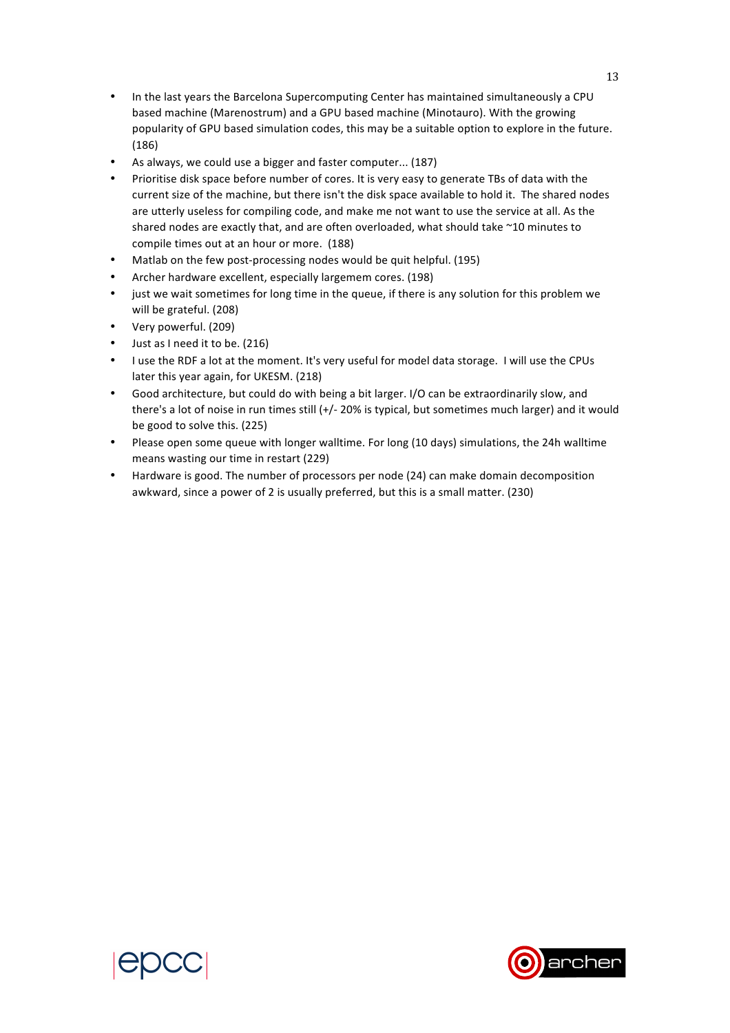- In the last years the Barcelona Supercomputing Center has maintained simultaneously a CPU based machine (Marenostrum) and a GPU based machine (Minotauro). With the growing popularity of GPU based simulation codes, this may be a suitable option to explore in the future. (186)
- As always, we could use a bigger and faster computer... (187)
- Prioritise disk space before number of cores. It is very easy to generate TBs of data with the current size of the machine, but there isn't the disk space available to hold it. The shared nodes are utterly useless for compiling code, and make me not want to use the service at all. As the shared nodes are exactly that, and are often overloaded, what should take ~10 minutes to compile times out at an hour or more. (188)
- Matlab on the few post-processing nodes would be quit helpful. (195)
- Archer hardware excellent, especially largemem cores. (198)
- just we wait sometimes for long time in the queue, if there is any solution for this problem we will be grateful. (208)
- Very powerful. (209)
- Just as I need it to be. (216)
- I use the RDF a lot at the moment. It's very useful for model data storage. I will use the CPUs later this year again, for UKESM. (218)
- Good architecture, but could do with being a bit larger. I/O can be extraordinarily slow, and there's a lot of noise in run times still (+/- 20% is typical, but sometimes much larger) and it would be good to solve this. (225)
- Please open some queue with longer walltime. For long (10 days) simulations, the 24h walltime means wasting our time in restart (229)
- Hardware is good. The number of processors per node (24) can make domain decomposition awkward, since a power of 2 is usually preferred, but this is a small matter. (230)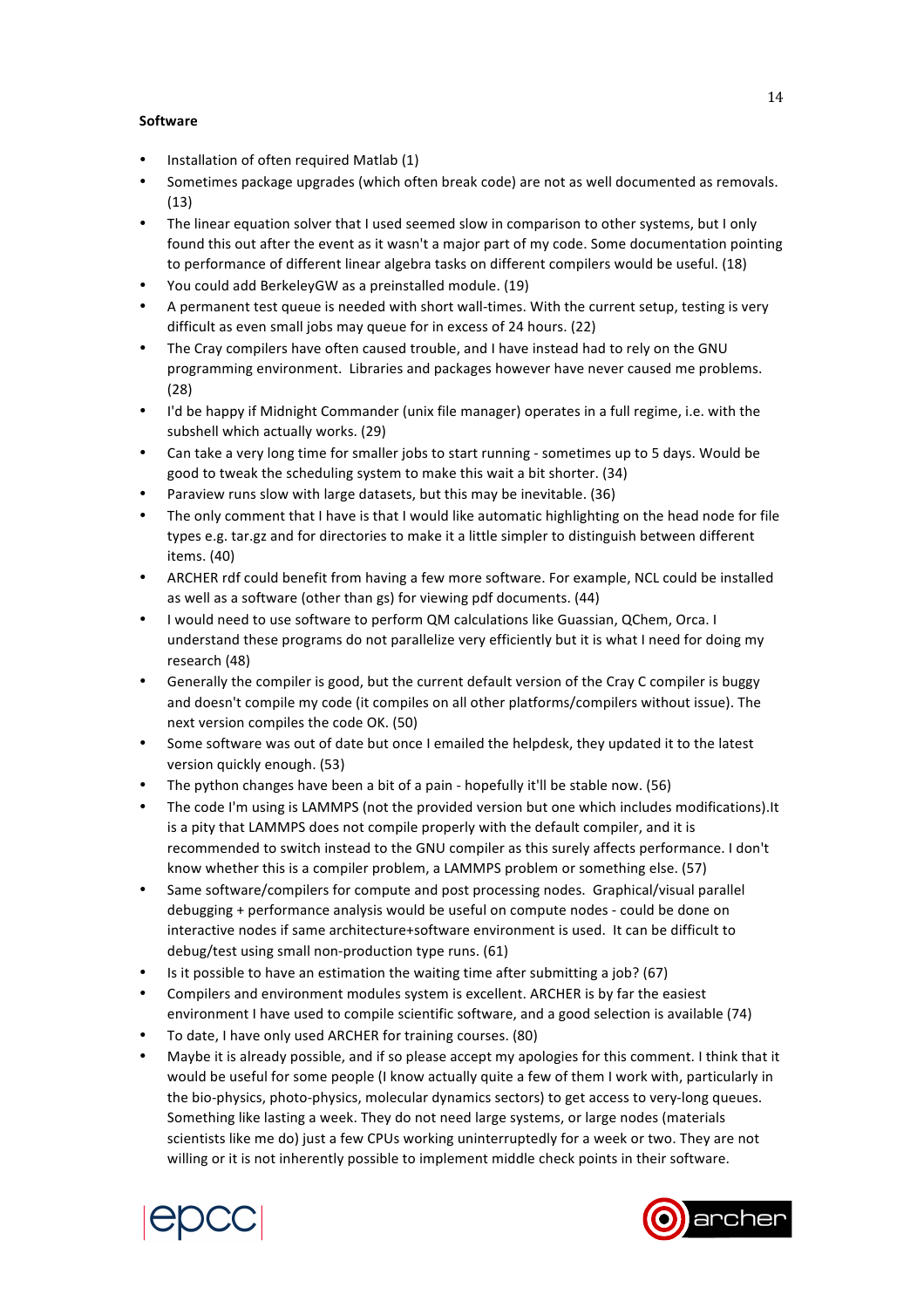**Software**

- Installation of often required Matlab (1)
- Sometimes package upgrades (which often break code) are not as well documented as removals. (13)
- The linear equation solver that I used seemed slow in comparison to other systems, but I only found this out after the event as it wasn't a major part of my code. Some documentation pointing to performance of different linear algebra tasks on different compilers would be useful. (18)
- You could add BerkeleyGW as a preinstalled module. (19)
- A permanent test queue is needed with short wall-times. With the current setup, testing is very difficult as even small jobs may queue for in excess of 24 hours. (22)
- The Cray compilers have often caused trouble, and I have instead had to rely on the GNU programming environment. Libraries and packages however have never caused me problems. (28)
- I'd be happy if Midnight Commander (unix file manager) operates in a full regime, i.e. with the subshell which actually works. (29)
- Can take a very long time for smaller jobs to start running - sometimes up to 5 days. Would be good to tweak the scheduling system to make this wait a bit shorter. (34)
- Paraview runs slow with large datasets, but this may be inevitable. (36)
- The only comment that I have is that I would like automatic highlighting on the head node for file types e.g. tar.gz and for directories to make it a little simpler to distinguish between different items. (40)
- ARCHER rdf could benefit from having a few more software. For example, NCL could be installed as well as a software (other than gs) for viewing pdf documents. (44)
- I would need to use software to perform QM calculations like Guassian, QChem, Orca. I understand these programs do not parallelize very efficiently but it is what I need for doing my research (48)
- Generally the compiler is good, but the current default version of the Cray C compiler is buggy and doesn't compile my code (it compiles on all other platforms/compilers without issue). The next version compiles the code OK. (50)
- Some software was out of date but once I emailed the helpdesk, they updated it to the latest version quickly enough. (53)
- The python changes have been a bit of a pain - hopefully it'll be stable now. (56)
- The code I'm using is LAMMPS (not the provided version but one which includes modifications).It is a pity that LAMMPS does not compile properly with the default compiler, and it is recommended to switch instead to the GNU compiler as this surely affects performance. I don't know whether this is a compiler problem, a LAMMPS problem or something else. (57)
- Same software/compilers for compute and post processing nodes. Graphical/visual parallel debugging + performance analysis would be useful on compute nodes - could be done on interactive nodes if same architecture+software environment is used. It can be difficult to debug/test using small non-production type runs. (61)
- Is it possible to have an estimation the waiting time after submitting a job? (67)
- Compilers and environment modules system is excellent. ARCHER is by far the easiest environment I have used to compile scientific software, and a good selection is available (74)
- To date, I have only used ARCHER for training courses. (80)
- Maybe it is already possible, and if so please accept my apologies for this comment. I think that it would be useful for some people (I know actually quite a few of them I work with, particularly in the bio-physics, photo-physics, molecular dynamics sectors) to get access to very-long queues. Something like lasting a week. They do not need large systems, or large nodes (materials scientists like me do) just a few CPUs working uninterruptedly for a week or two. They are not willing or it is not inherently possible to implement middle check points in their software.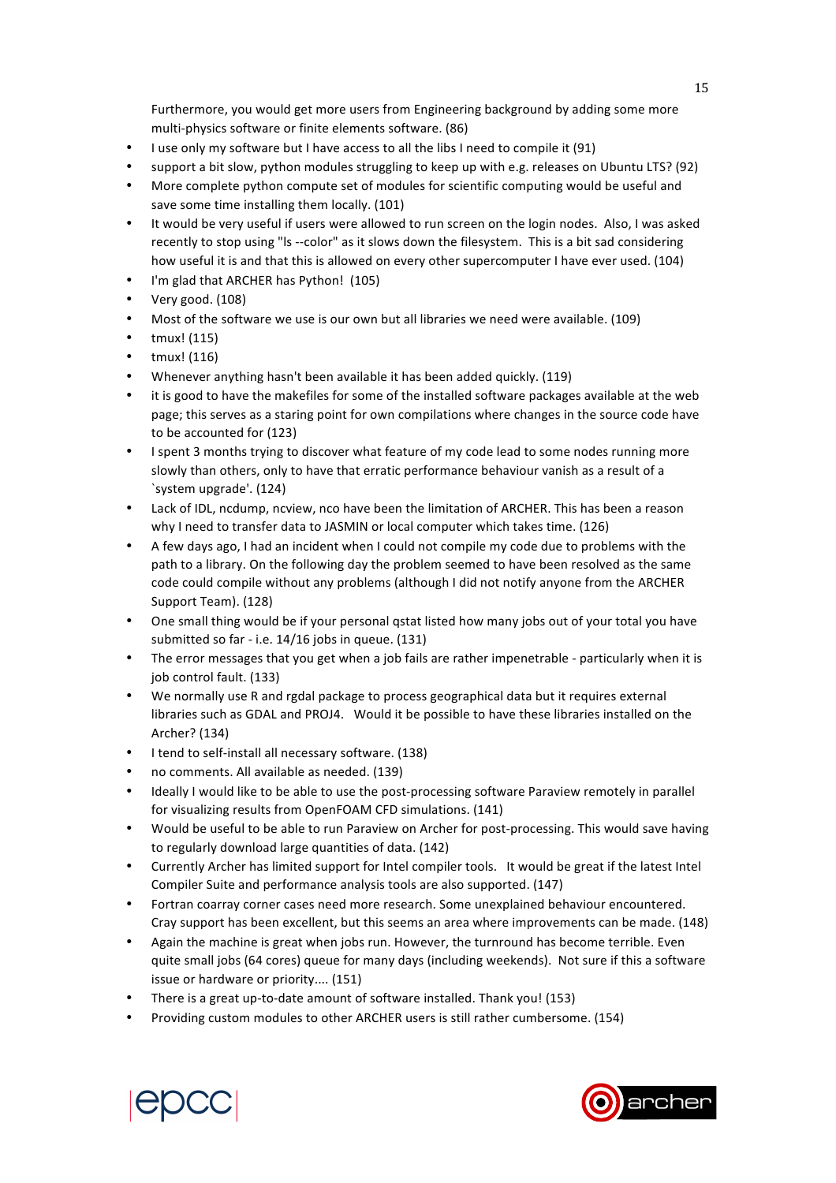Furthermore, you would get more users from Engineering background by adding some more multi-physics software or finite elements software. (86)

- I use only my software but I have access to all the libs I need to compile it (91)
- support a bit slow, python modules struggling to keep up with e.g. releases on Ubuntu LTS? (92)
- More complete python compute set of modules for scientific computing would be useful and save some time installing them locally. (101)
- It would be very useful if users were allowed to run screen on the login nodes. Also, I was asked recently to stop using "ls --color" as it slows down the filesystem. This is a bit sad considering how useful it is and that this is allowed on every other supercomputer I have ever used. (104)
- I'm glad that ARCHER has Python! (105)
- Very good. (108)
- Most of the software we use is our own but all libraries we need were available. (109)
- tmux! (115)
- tmux! (116)
- Whenever anything hasn't been available it has been added quickly. (119)
- it is good to have the makefiles for some of the installed software packages available at the web page; this serves as a staring point for own compilations where changes in the source code have to be accounted for (123)
- I spent 3 months trying to discover what feature of my code lead to some nodes running more slowly than others, only to have that erratic performance behaviour vanish as a result of a `system upgrade'. (124)
- Lack of IDL, ncdump, ncview, nco have been the limitation of ARCHER. This has been a reason why I need to transfer data to JASMIN or local computer which takes time. (126)
- A few days ago, I had an incident when I could not compile my code due to problems with the path to a library. On the following day the problem seemed to have been resolved as the same code could compile without any problems (although I did not notify anyone from the ARCHER Support Team). (128)
- One small thing would be if your personal qstat listed how many jobs out of your total you have submitted so far - i.e. 14/16 jobs in queue. (131)
- The error messages that you get when a job fails are rather impenetrable - particularly when it is job control fault. (133)
- We normally use R and rgdal package to process geographical data but it requires external libraries such as GDAL and PROJ4. Would it be possible to have these libraries installed on the Archer? (134)
- I tend to self-install all necessary software. (138)
- no comments. All available as needed. (139)
- Ideally I would like to be able to use the post-processing software Paraview remotely in parallel for visualizing results from OpenFOAM CFD simulations. (141)
- Would be useful to be able to run Paraview on Archer for post-processing. This would save having to regularly download large quantities of data. (142)
- Currently Archer has limited support for Intel compiler tools. It would be great if the latest Intel Compiler Suite and performance analysis tools are also supported. (147)
- Fortran coarray corner cases need more research. Some unexplained behaviour encountered. Cray support has been excellent, but this seems an area where improvements can be made. (148)
- Again the machine is great when jobs run. However, the turnround has become terrible. Even quite small jobs (64 cores) queue for many days (including weekends). Not sure if this a software issue or hardware or priority.... (151)
- There is a great up-to-date amount of software installed. Thank you! (153)
- Providing custom modules to other ARCHER users is still rather cumbersome. (154)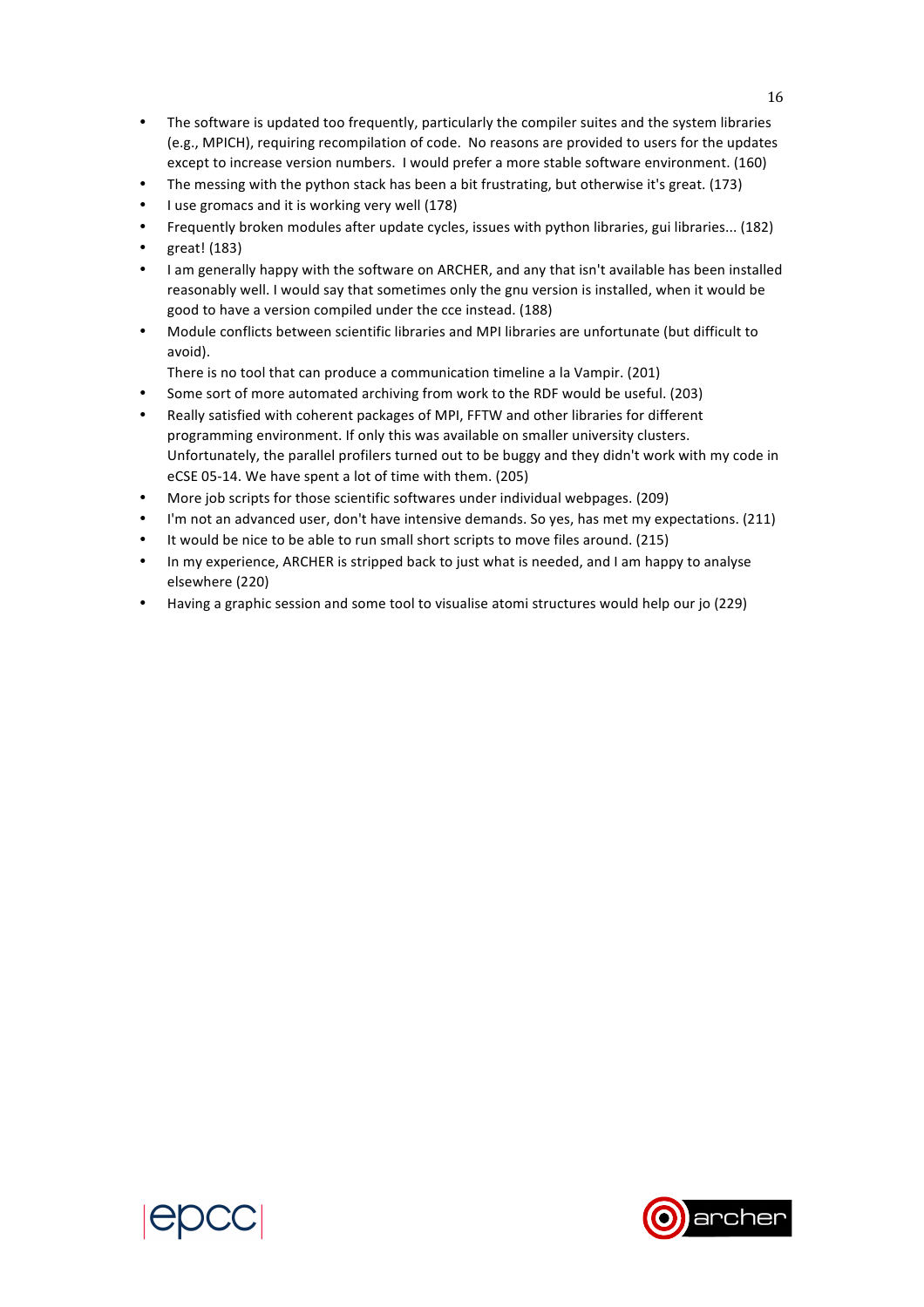- The software is updated too frequently, particularly the compiler suites and the system libraries (e.g., MPICH), requiring recompilation of code. No reasons are provided to users for the updates except to increase version numbers. I would prefer a more stable software environment. (160)
- The messing with the python stack has been a bit frustrating, but otherwise it's great. (173)
- I use gromacs and it is working very well (178)
- Frequently broken modules after update cycles, issues with python libraries, gui libraries... (182)
- great! (183)
- I am generally happy with the software on ARCHER, and any that isn't available has been installed reasonably well. I would say that sometimes only the gnu version is installed, when it would be good to have a version compiled under the cce instead. (188)
- Module conflicts between scientific libraries and MPI libraries are unfortunate (but difficult to avoid).
  There is no tool that can produce a communication timeline a la Vampir. (201)
- Some sort of more automated archiving from work to the RDF would be useful. (203)
- Really satisfied with coherent packages of MPI, FFTW and other libraries for different programming environment. If only this was available on smaller university clusters. Unfortunately, the parallel profilers turned out to be buggy and they didn't work with my code in eCSE 05-14. We have spent a lot of time with them. (205)
- More job scripts for those scientific softwares under individual webpages. (209)
- I'm not an advanced user, don't have intensive demands. So yes, has met my expectations. (211)
- It would be nice to be able to run small short scripts to move files around. (215)
- In my experience, ARCHER is stripped back to just what is needed, and I am happy to analyse elsewhere (220)
- Having a graphic session and some tool to visualise atomi structures would help our jo (229)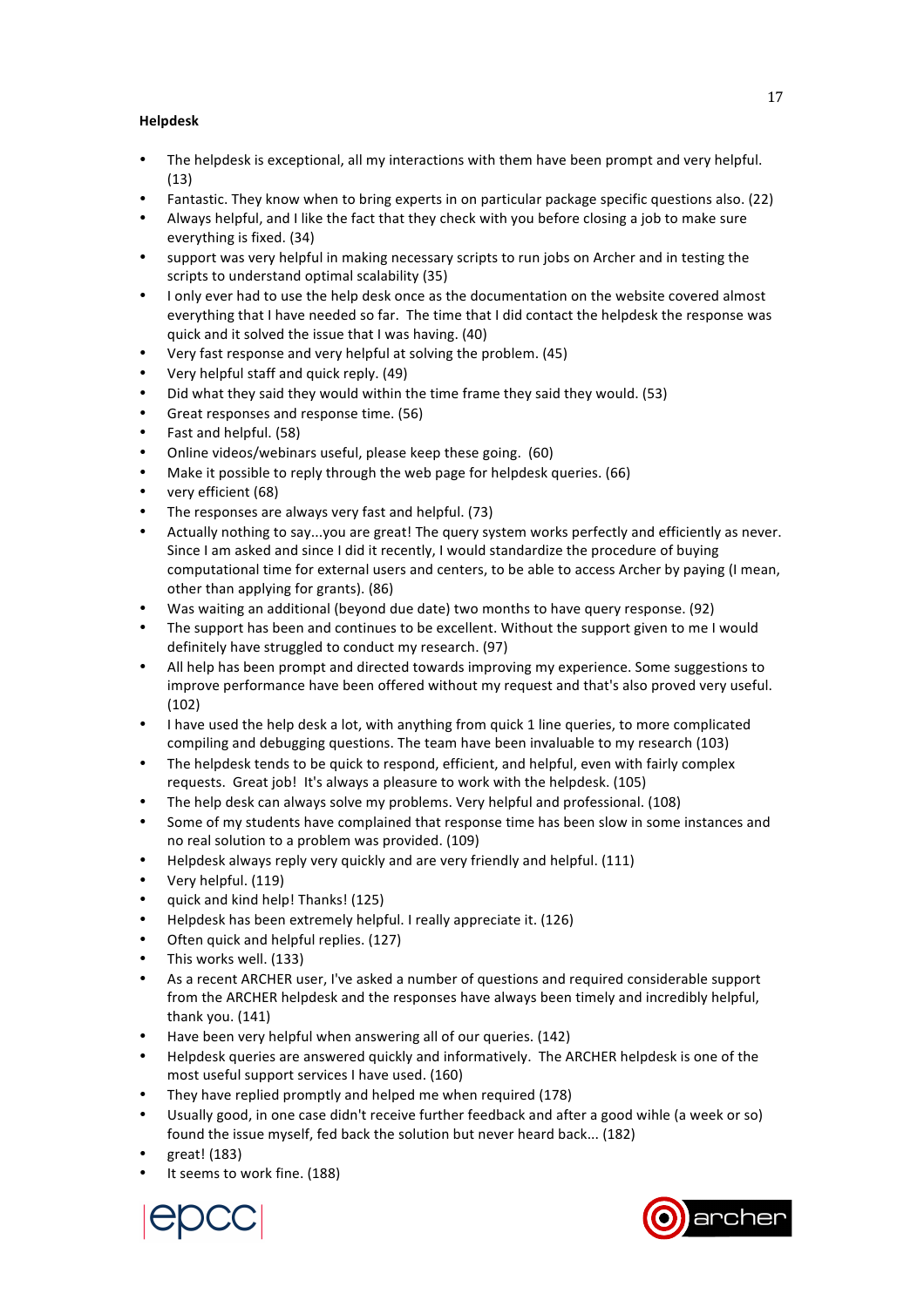**Helpdesk**

- The helpdesk is exceptional, all my interactions with them have been prompt and very helpful. (13)
- Fantastic. They know when to bring experts in on particular package specific questions also. (22)
- Always helpful, and I like the fact that they check with you before closing a job to make sure everything is fixed. (34)
- support was very helpful in making necessary scripts to run jobs on Archer and in testing the scripts to understand optimal scalability (35)
- I only ever had to use the help desk once as the documentation on the website covered almost everything that I have needed so far. The time that I did contact the helpdesk the response was quick and it solved the issue that I was having. (40)
- Very fast response and very helpful at solving the problem. (45)
- Very helpful staff and quick reply. (49)
- Did what they said they would within the time frame they said they would. (53)
- Great responses and response time. (56)
- Fast and helpful. (58)
- Online videos/webinars useful, please keep these going. (60)
- Make it possible to reply through the web page for helpdesk queries. (66)
- very efficient (68)
- The responses are always very fast and helpful. (73)
- Actually nothing to say...you are great! The query system works perfectly and efficiently as never. Since I am asked and since I did it recently, I would standardize the procedure of buying computational time for external users and centers, to be able to access Archer by paying (I mean, other than applying for grants). (86)
- Was waiting an additional (beyond due date) two months to have query response. (92)
- The support has been and continues to be excellent. Without the support given to me I would definitely have struggled to conduct my research. (97)
- All help has been prompt and directed towards improving my experience. Some suggestions to improve performance have been offered without my request and that's also proved very useful. (102)
- I have used the help desk a lot, with anything from quick 1 line queries, to more complicated compiling and debugging questions. The team have been invaluable to my research (103)
- The helpdesk tends to be quick to respond, efficient, and helpful, even with fairly complex requests. Great job! It's always a pleasure to work with the helpdesk. (105)
- The help desk can always solve my problems. Very helpful and professional. (108)
- Some of my students have complained that response time has been slow in some instances and no real solution to a problem was provided. (109)
- Helpdesk always reply very quickly and are very friendly and helpful. (111)
- Very helpful. (119)
- quick and kind help! Thanks! (125)
- Helpdesk has been extremely helpful. I really appreciate it. (126)
- Often quick and helpful replies. (127)
- This works well. (133)
- As a recent ARCHER user, I've asked a number of questions and required considerable support from the ARCHER helpdesk and the responses have always been timely and incredibly helpful, thank you. (141)
- Have been very helpful when answering all of our queries. (142)
- Helpdesk queries are answered quickly and informatively. The ARCHER helpdesk is one of the most useful support services I have used. (160)
- They have replied promptly and helped me when required (178)
- Usually good, in one case didn't receive further feedback and after a good wihle (a week or so) found the issue myself, fed back the solution but never heard back... (182)
- great! (183)
- It seems to work fine. (188)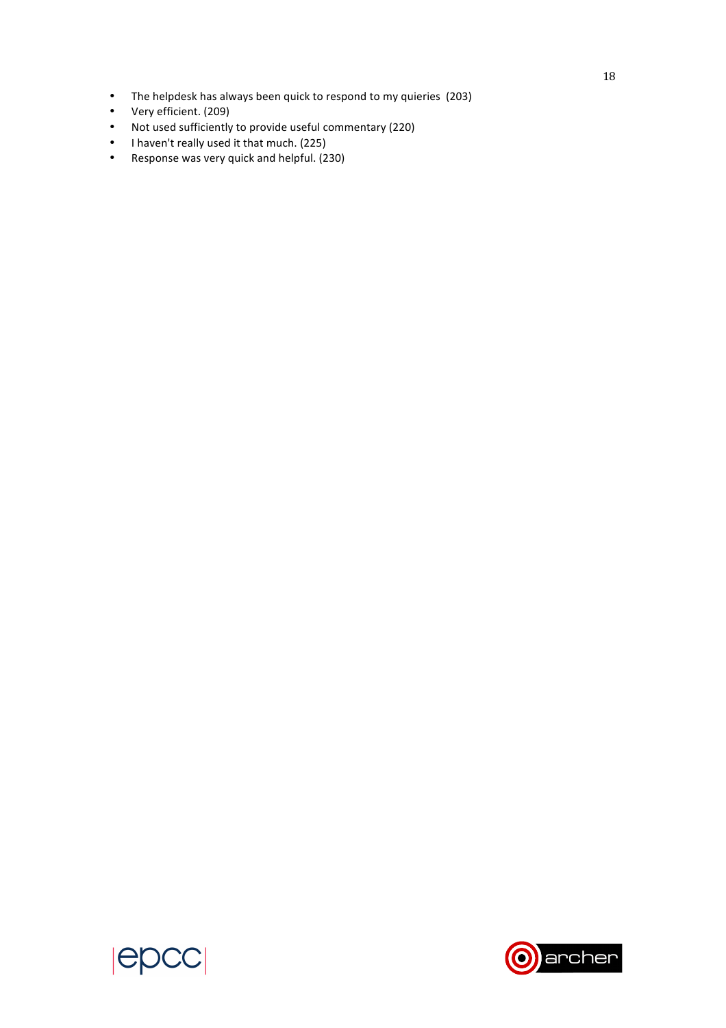- The helpdesk has always been quick to respond to my quieries  (203)
- Very efficient. (209)
- Not used sufficiently to provide useful commentary (220)
- I haven't really used it that much. (225)
- Response was very quick and helpful. (230)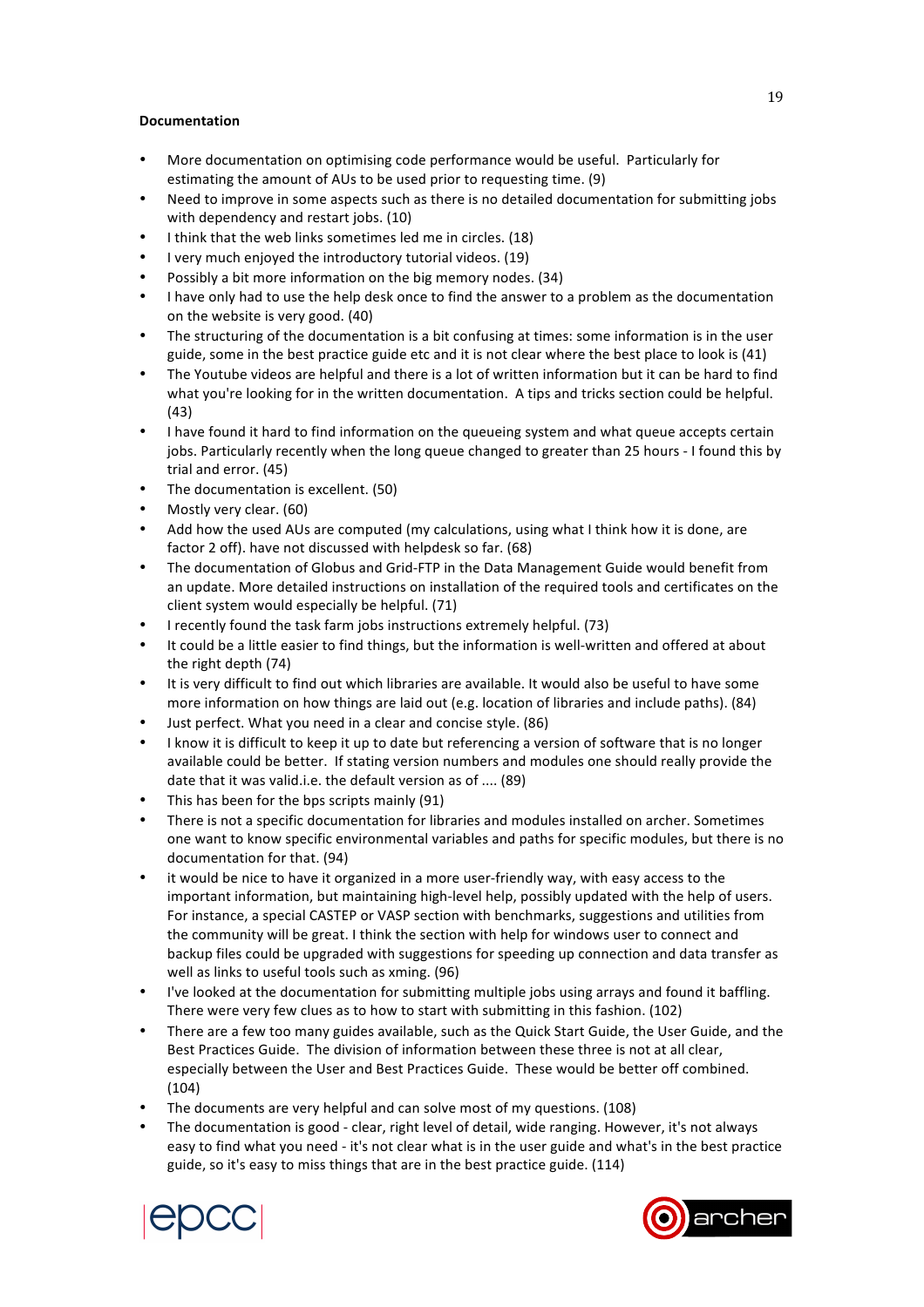**Documentation**

- More documentation on optimising code performance would be useful. Particularly for estimating the amount of AUs to be used prior to requesting time. (9)
- Need to improve in some aspects such as there is no detailed documentation for submitting jobs with dependency and restart jobs. (10)
- I think that the web links sometimes led me in circles. (18)
- I very much enjoyed the introductory tutorial videos. (19)
- Possibly a bit more information on the big memory nodes. (34)
- I have only had to use the help desk once to find the answer to a problem as the documentation on the website is very good. (40)
- The structuring of the documentation is a bit confusing at times: some information is in the user guide, some in the best practice guide etc and it is not clear where the best place to look is (41)
- The Youtube videos are helpful and there is a lot of written information but it can be hard to find what you're looking for in the written documentation. A tips and tricks section could be helpful. (43)
- I have found it hard to find information on the queueing system and what queue accepts certain jobs. Particularly recently when the long queue changed to greater than 25 hours - I found this by trial and error. (45)
- The documentation is excellent. (50)
- Mostly very clear. (60)
- Add how the used AUs are computed (my calculations, using what I think how it is done, are factor 2 off). have not discussed with helpdesk so far. (68)
- The documentation of Globus and Grid-FTP in the Data Management Guide would benefit from an update. More detailed instructions on installation of the required tools and certificates on the client system would especially be helpful. (71)
- I recently found the task farm jobs instructions extremely helpful. (73)
- It could be a little easier to find things, but the information is well-written and offered at about the right depth (74)
- It is very difficult to find out which libraries are available. It would also be useful to have some more information on how things are laid out (e.g. location of libraries and include paths). (84)
- Just perfect. What you need in a clear and concise style. (86)
- I know it is difficult to keep it up to date but referencing a version of software that is no longer available could be better. If stating version numbers and modules one should really provide the date that it was valid.i.e. the default version as of .... (89)
- This has been for the bps scripts mainly (91)
- There is not a specific documentation for libraries and modules installed on archer. Sometimes one want to know specific environmental variables and paths for specific modules, but there is no documentation for that. (94)
- it would be nice to have it organized in a more user-friendly way, with easy access to the important information, but maintaining high-level help, possibly updated with the help of users. For instance, a special CASTEP or VASP section with benchmarks, suggestions and utilities from the community will be great. I think the section with help for windows user to connect and backup files could be upgraded with suggestions for speeding up connection and data transfer as well as links to useful tools such as xming. (96)
- I've looked at the documentation for submitting multiple jobs using arrays and found it baffling. There were very few clues as to how to start with submitting in this fashion. (102)
- There are a few too many guides available, such as the Quick Start Guide, the User Guide, and the Best Practices Guide. The division of information between these three is not at all clear, especially between the User and Best Practices Guide. These would be better off combined. (104)
- The documents are very helpful and can solve most of my questions. (108)
- The documentation is good - clear, right level of detail, wide ranging. However, it's not always easy to find what you need - it's not clear what is in the user guide and what's in the best practice guide, so it's easy to miss things that are in the best practice guide. (114)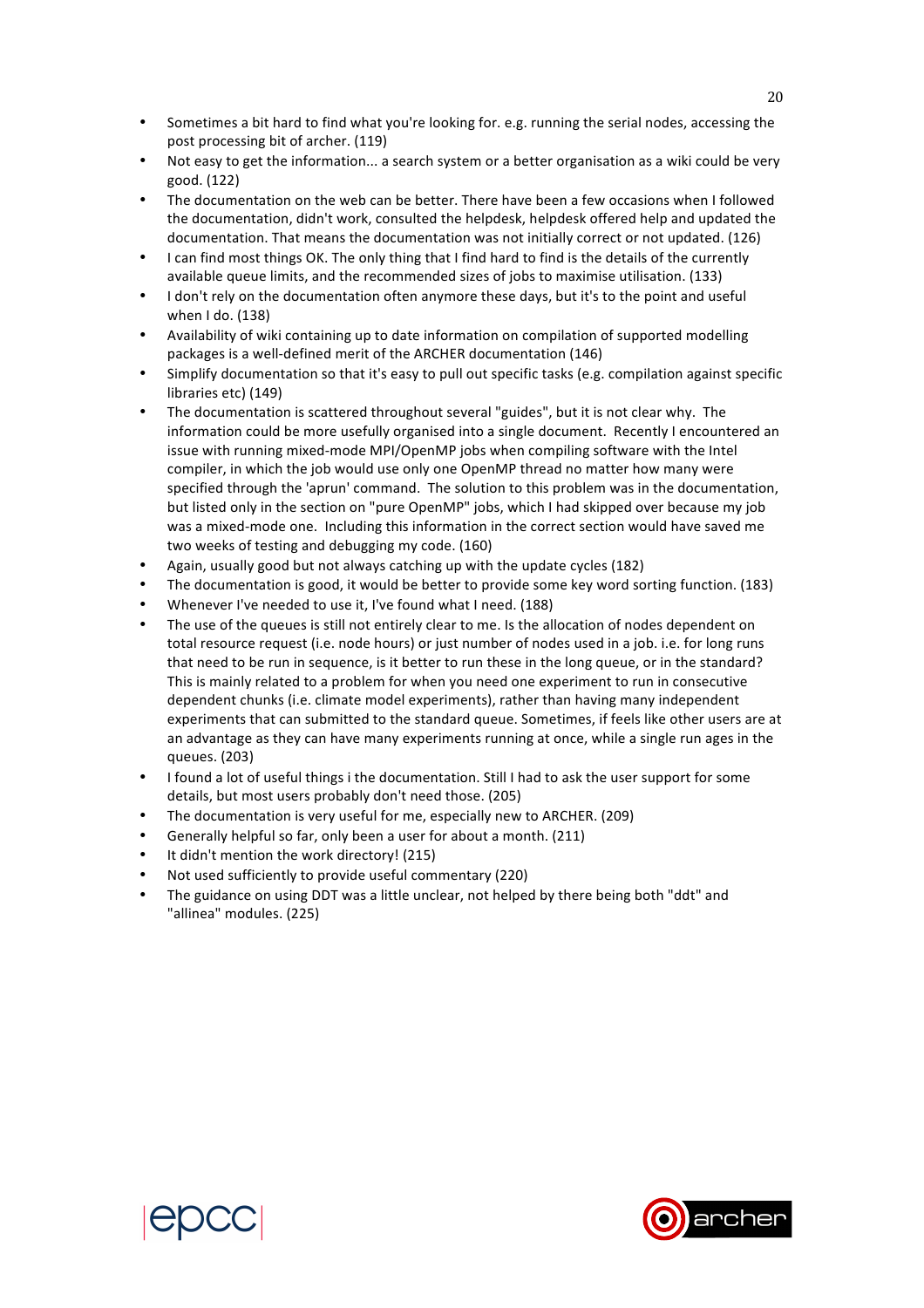- Sometimes a bit hard to find what you're looking for. e.g. running the serial nodes, accessing the post processing bit of archer. (119)
- Not easy to get the information... a search system or a better organisation as a wiki could be very good. (122)
- The documentation on the web can be better. There have been a few occasions when I followed the documentation, didn't work, consulted the helpdesk, helpdesk offered help and updated the documentation. That means the documentation was not initially correct or not updated. (126)
- I can find most things OK. The only thing that I find hard to find is the details of the currently available queue limits, and the recommended sizes of jobs to maximise utilisation. (133)
- I don't rely on the documentation often anymore these days, but it's to the point and useful when I do. (138)
- Availability of wiki containing up to date information on compilation of supported modelling packages is a well-defined merit of the ARCHER documentation (146)
- Simplify documentation so that it's easy to pull out specific tasks (e.g. compilation against specific libraries etc) (149)
- The documentation is scattered throughout several "guides", but it is not clear why. The information could be more usefully organised into a single document. Recently I encountered an issue with running mixed-mode MPI/OpenMP jobs when compiling software with the Intel compiler, in which the job would use only one OpenMP thread no matter how many were specified through the 'aprun' command. The solution to this problem was in the documentation, but listed only in the section on "pure OpenMP" jobs, which I had skipped over because my job was a mixed-mode one. Including this information in the correct section would have saved me two weeks of testing and debugging my code. (160)
- Again, usually good but not always catching up with the update cycles (182)
- The documentation is good, it would be better to provide some key word sorting function. (183)
- Whenever I've needed to use it, I've found what I need. (188)
- The use of the queues is still not entirely clear to me. Is the allocation of nodes dependent on total resource request (i.e. node hours) or just number of nodes used in a job. i.e. for long runs that need to be run in sequence, is it better to run these in the long queue, or in the standard? This is mainly related to a problem for when you need one experiment to run in consecutive dependent chunks (i.e. climate model experiments), rather than having many independent experiments that can submitted to the standard queue. Sometimes, if feels like other users are at an advantage as they can have many experiments running at once, while a single run ages in the queues. (203)
- I found a lot of useful things i the documentation. Still I had to ask the user support for some details, but most users probably don't need those. (205)
- The documentation is very useful for me, especially new to ARCHER. (209)
- Generally helpful so far, only been a user for about a month. (211)
- It didn't mention the work directory! (215)
- Not used sufficiently to provide useful commentary (220)
- The guidance on using DDT was a little unclear, not helped by there being both "ddt" and "allinea" modules. (225)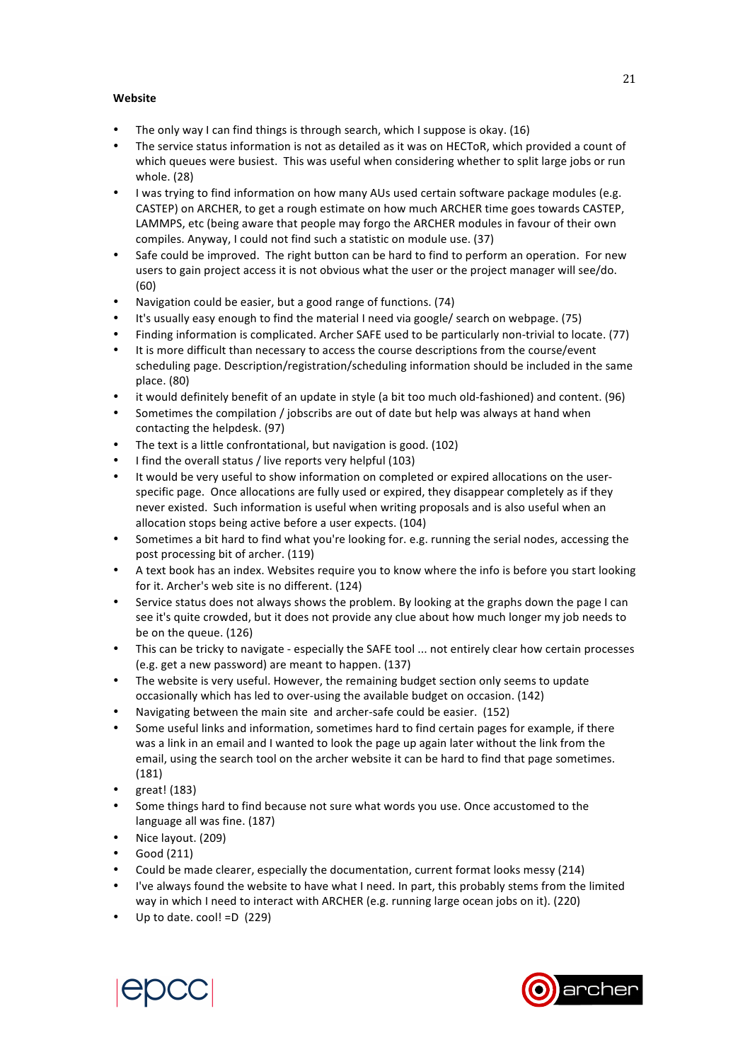**Website**

- The only way I can find things is through search, which I suppose is okay. (16)
- The service status information is not as detailed as it was on HECToR, which provided a count of which queues were busiest. This was useful when considering whether to split large jobs or run whole. (28)
- I was trying to find information on how many AUs used certain software package modules (e.g. CASTEP) on ARCHER, to get a rough estimate on how much ARCHER time goes towards CASTEP, LAMMPS, etc (being aware that people may forgo the ARCHER modules in favour of their own compiles. Anyway, I could not find such a statistic on module use. (37)
- Safe could be improved. The right button can be hard to find to perform an operation. For new users to gain project access it is not obvious what the user or the project manager will see/do. (60)
- Navigation could be easier, but a good range of functions. (74)
- It's usually easy enough to find the material I need via google/ search on webpage. (75)
- Finding information is complicated. Archer SAFE used to be particularly non-trivial to locate. (77)
- It is more difficult than necessary to access the course descriptions from the course/event scheduling page. Description/registration/scheduling information should be included in the same place. (80)
- it would definitely benefit of an update in style (a bit too much old-fashioned) and content. (96)
- Sometimes the compilation / jobscribs are out of date but help was always at hand when contacting the helpdesk. (97)
- The text is a little confrontational, but navigation is good. (102)
- I find the overall status / live reports very helpful (103)
- It would be very useful to show information on completed or expired allocations on the user-specific page. Once allocations are fully used or expired, they disappear completely as if they never existed. Such information is useful when writing proposals and is also useful when an allocation stops being active before a user expects. (104)
- Sometimes a bit hard to find what you're looking for. e.g. running the serial nodes, accessing the post processing bit of archer. (119)
- A text book has an index. Websites require you to know where the info is before you start looking for it. Archer's web site is no different. (124)
- Service status does not always shows the problem. By looking at the graphs down the page I can see it's quite crowded, but it does not provide any clue about how much longer my job needs to be on the queue. (126)
- This can be tricky to navigate - especially the SAFE tool ... not entirely clear how certain processes (e.g. get a new password) are meant to happen. (137)
- The website is very useful. However, the remaining budget section only seems to update occasionally which has led to over-using the available budget on occasion. (142)
- Navigating between the main site and archer-safe could be easier. (152)
- Some useful links and information, sometimes hard to find certain pages for example, if there was a link in an email and I wanted to look the page up again later without the link from the email, using the search tool on the archer website it can be hard to find that page sometimes. (181)
- great! (183)
- Some things hard to find because not sure what words you use. Once accustomed to the language all was fine. (187)
- Nice layout. (209)
- Good (211)
- Could be made clearer, especially the documentation, current format looks messy (214)
- I've always found the website to have what I need. In part, this probably stems from the limited way in which I need to interact with ARCHER (e.g. running large ocean jobs on it). (220)
- Up to date. cool! =D (229)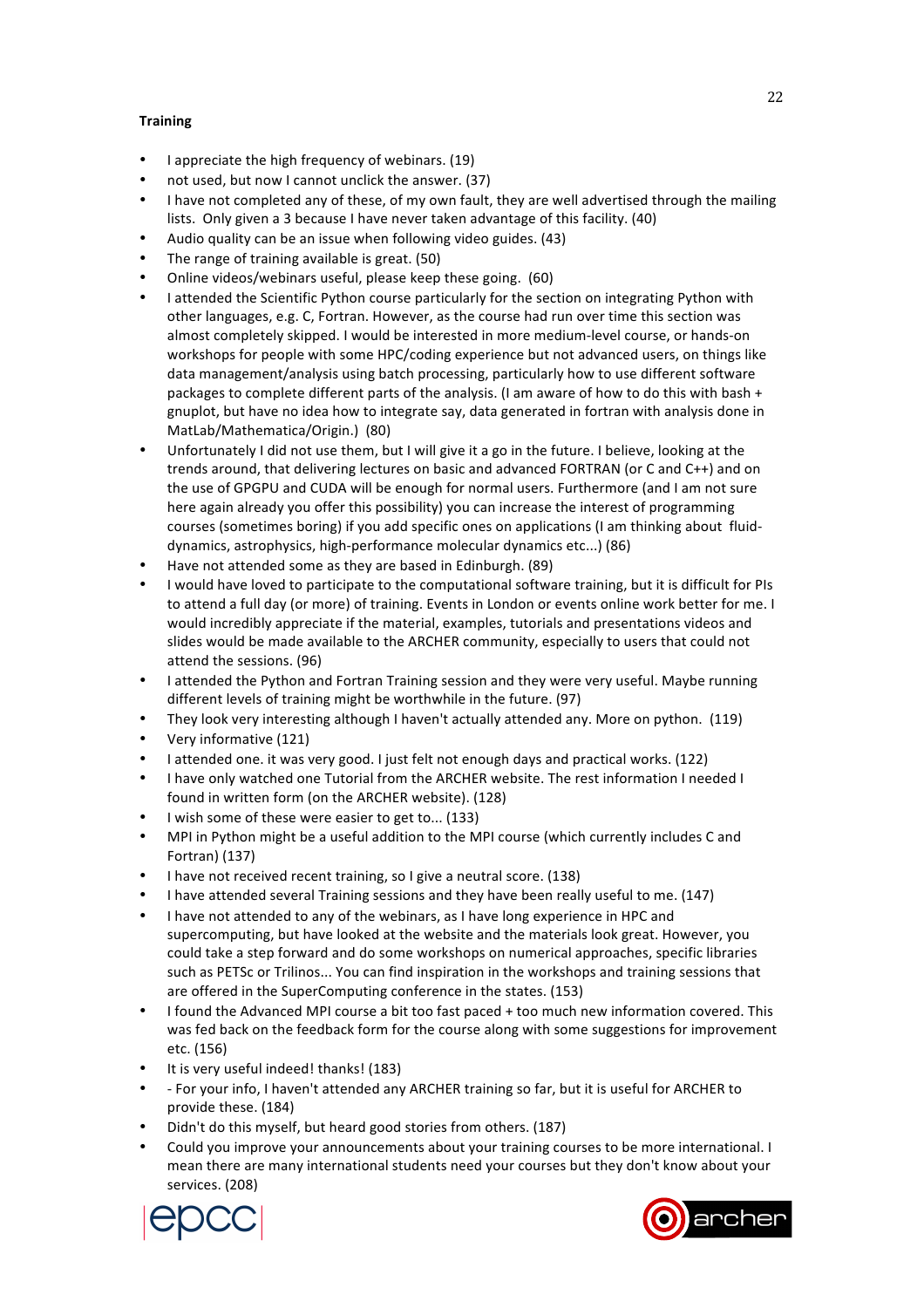**Training**

- I appreciate the high frequency of webinars. (19)
- not used, but now I cannot unclick the answer. (37)
- I have not completed any of these, of my own fault, they are well advertised through the mailing lists. Only given a 3 because I have never taken advantage of this facility. (40)
- Audio quality can be an issue when following video guides. (43)
- The range of training available is great. (50)
- Online videos/webinars useful, please keep these going. (60)
- I attended the Scientific Python course particularly for the section on integrating Python with other languages, e.g. C, Fortran. However, as the course had run over time this section was almost completely skipped. I would be interested in more medium-level course, or hands-on workshops for people with some HPC/coding experience but not advanced users, on things like data management/analysis using batch processing, particularly how to use different software packages to complete different parts of the analysis. (I am aware of how to do this with bash + gnuplot, but have no idea how to integrate say, data generated in fortran with analysis done in MatLab/Mathematica/Origin.) (80)
- Unfortunately I did not use them, but I will give it a go in the future. I believe, looking at the trends around, that delivering lectures on basic and advanced FORTRAN (or C and C++) and on the use of GPGPU and CUDA will be enough for normal users. Furthermore (and I am not sure here again already you offer this possibility) you can increase the interest of programming courses (sometimes boring) if you add specific ones on applications (I am thinking about fluid-dynamics, astrophysics, high-performance molecular dynamics etc...) (86)
- Have not attended some as they are based in Edinburgh. (89)
- I would have loved to participate to the computational software training, but it is difficult for PIs to attend a full day (or more) of training. Events in London or events online work better for me. I would incredibly appreciate if the material, examples, tutorials and presentations videos and slides would be made available to the ARCHER community, especially to users that could not attend the sessions. (96)
- I attended the Python and Fortran Training session and they were very useful. Maybe running different levels of training might be worthwhile in the future. (97)
- They look very interesting although I haven't actually attended any. More on python. (119)
- Very informative (121)
- I attended one. it was very good. I just felt not enough days and practical works. (122)
- I have only watched one Tutorial from the ARCHER website. The rest information I needed I found in written form (on the ARCHER website). (128)
- I wish some of these were easier to get to... (133)
- MPI in Python might be a useful addition to the MPI course (which currently includes C and Fortran) (137)
- I have not received recent training, so I give a neutral score. (138)
- I have attended several Training sessions and they have been really useful to me. (147)
- I have not attended to any of the webinars, as I have long experience in HPC and supercomputing, but have looked at the website and the materials look great. However, you could take a step forward and do some workshops on numerical approaches, specific libraries such as PETSc or Trilinos... You can find inspiration in the workshops and training sessions that are offered in the SuperComputing conference in the states. (153)
- I found the Advanced MPI course a bit too fast paced + too much new information covered. This was fed back on the feedback form for the course along with some suggestions for improvement etc. (156)
- It is very useful indeed! thanks! (183)
- - For your info, I haven't attended any ARCHER training so far, but it is useful for ARCHER to provide these. (184)
- Didn't do this myself, but heard good stories from others. (187)
- Could you improve your announcements about your training courses to be more international. I mean there are many international students need your courses but they don't know about your services. (208)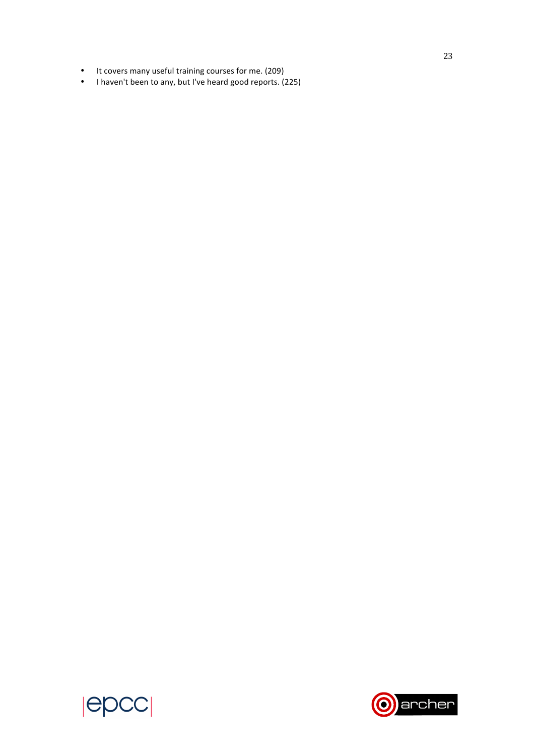- It covers many useful training courses for me. (209)
- I haven't been to any, but I've heard good reports. (225)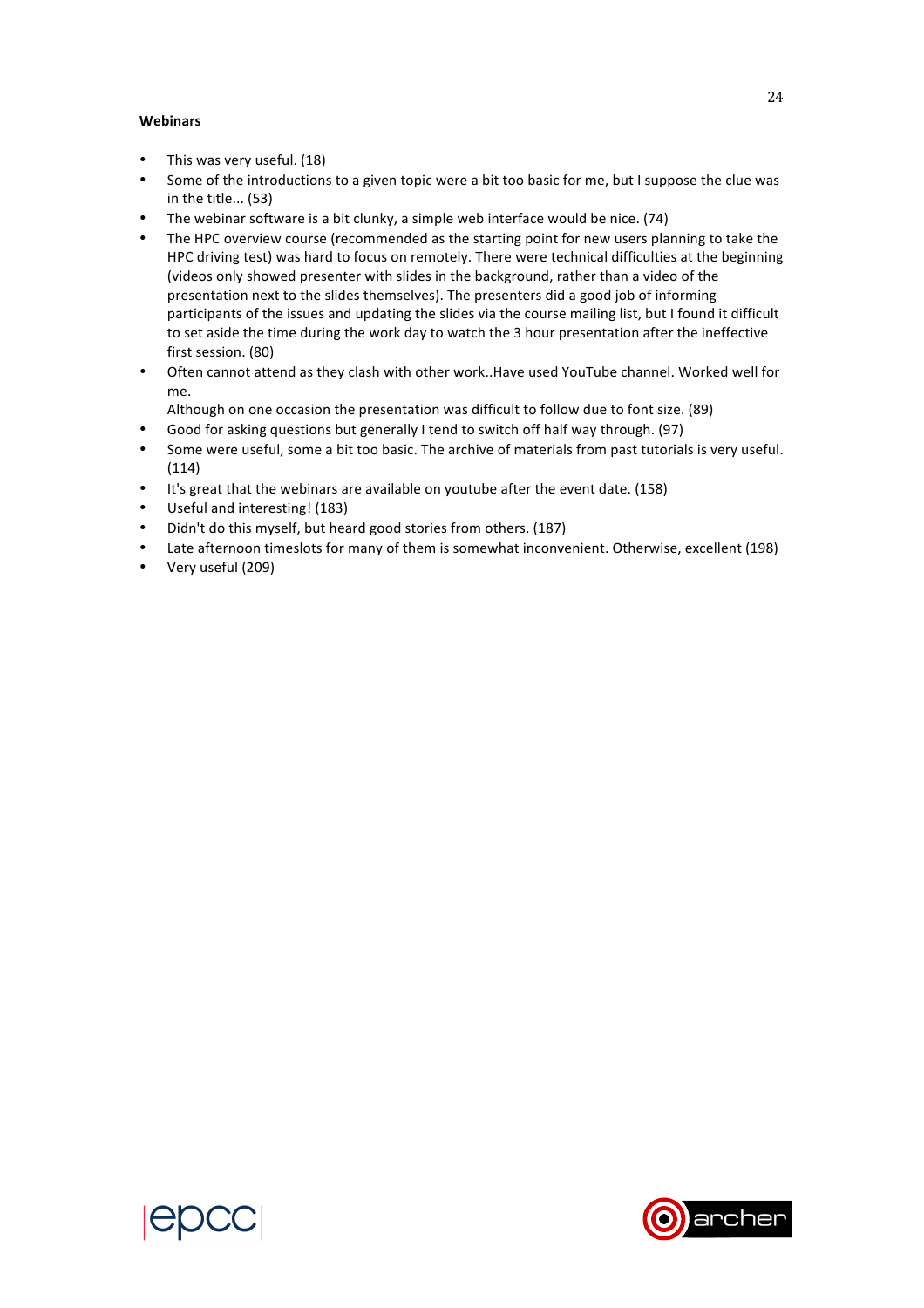**Webinars**

- This was very useful. (18)
- Some of the introductions to a given topic were a bit too basic for me, but I suppose the clue was in the title... (53)
- The webinar software is a bit clunky, a simple web interface would be nice. (74)
- The HPC overview course (recommended as the starting point for new users planning to take the HPC driving test) was hard to focus on remotely. There were technical difficulties at the beginning (videos only showed presenter with slides in the background, rather than a video of the presentation next to the slides themselves). The presenters did a good job of informing participants of the issues and updating the slides via the course mailing list, but I found it difficult to set aside the time during the work day to watch the 3 hour presentation after the ineffective first session. (80)
- Often cannot attend as they clash with other work..Have used YouTube channel. Worked well for me.
  Although on one occasion the presentation was difficult to follow due to font size. (89)
- Good for asking questions but generally I tend to switch off half way through. (97)
- Some were useful, some a bit too basic. The archive of materials from past tutorials is very useful. (114)
- It's great that the webinars are available on youtube after the event date. (158)
- Useful and interesting! (183)
- Didn't do this myself, but heard good stories from others. (187)
- Late afternoon timeslots for many of them is somewhat inconvenient. Otherwise, excellent (198)
- Very useful (209)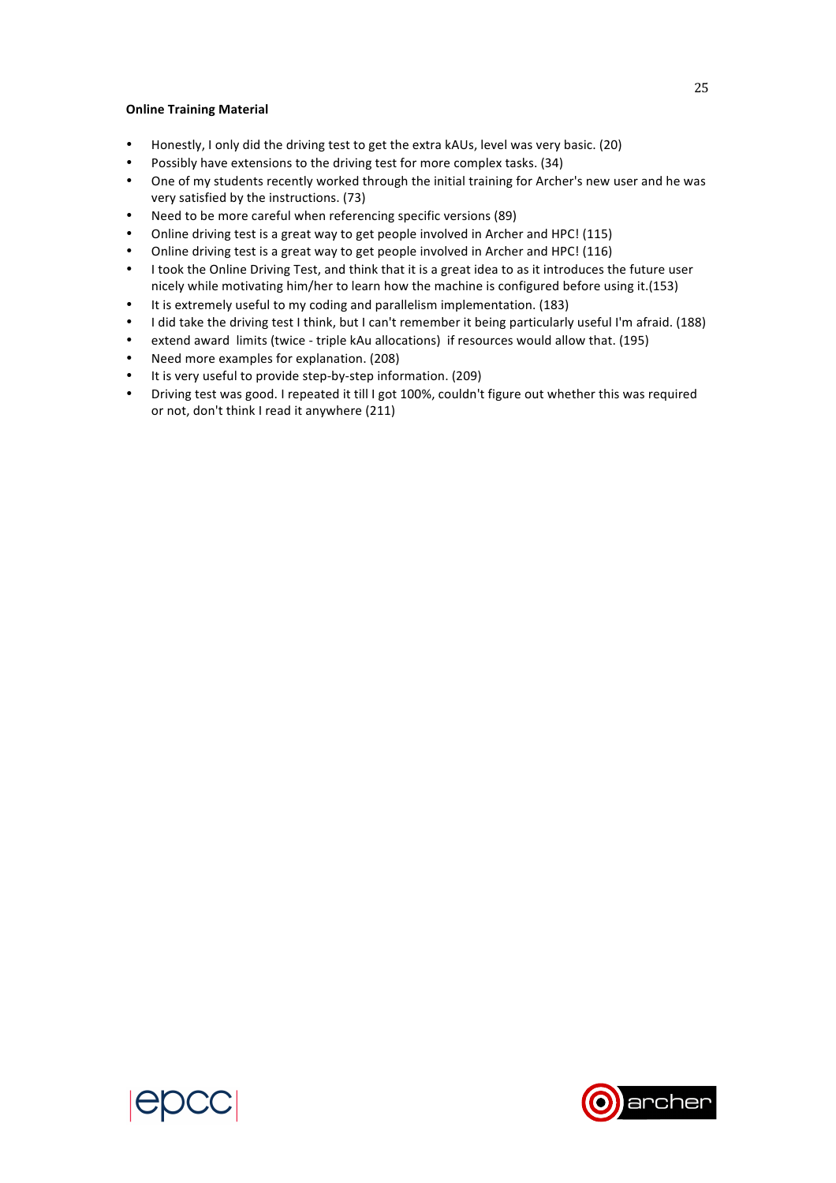**Online Training Material**

- Honestly, I only did the driving test to get the extra kAUs, level was very basic. (20)
- Possibly have extensions to the driving test for more complex tasks. (34)
- One of my students recently worked through the initial training for Archer's new user and he was very satisfied by the instructions. (73)
- Need to be more careful when referencing specific versions (89)
- Online driving test is a great way to get people involved in Archer and HPC! (115)
- Online driving test is a great way to get people involved in Archer and HPC! (116)
- I took the Online Driving Test, and think that it is a great idea to as it introduces the future user nicely while motivating him/her to learn how the machine is configured before using it.(153)
- It is extremely useful to my coding and parallelism implementation. (183)
- I did take the driving test I think, but I can't remember it being particularly useful I'm afraid. (188)
- extend award limits (twice - triple kAu allocations) if resources would allow that. (195)
- Need more examples for explanation. (208)
- It is very useful to provide step-by-step information. (209)
- Driving test was good. I repeated it till I got 100%, couldn't figure out whether this was required or not, don't think I read it anywhere (211)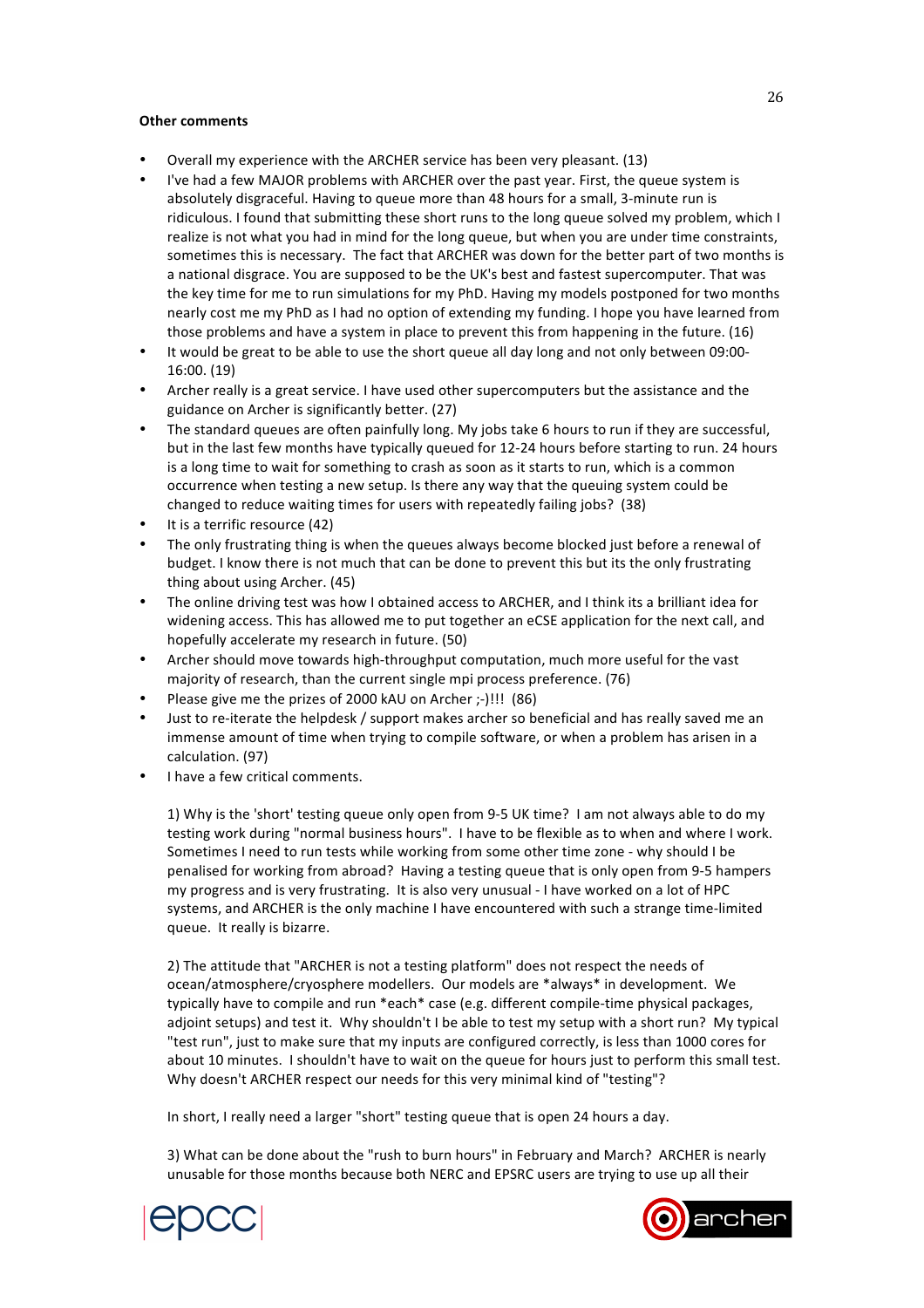**Other comments**

- Overall my experience with the ARCHER service has been very pleasant. (13)
- I've had a few MAJOR problems with ARCHER over the past year. First, the queue system is absolutely disgraceful. Having to queue more than 48 hours for a small, 3-minute run is ridiculous. I found that submitting these short runs to the long queue solved my problem, which I realize is not what you had in mind for the long queue, but when you are under time constraints, sometimes this is necessary. The fact that ARCHER was down for the better part of two months is a national disgrace. You are supposed to be the UK's best and fastest supercomputer. That was the key time for me to run simulations for my PhD. Having my models postponed for two months nearly cost me my PhD as I had no option of extending my funding. I hope you have learned from those problems and have a system in place to prevent this from happening in the future. (16)
- It would be great to be able to use the short queue all day long and not only between 09:00-16:00. (19)
- Archer really is a great service. I have used other supercomputers but the assistance and the guidance on Archer is significantly better. (27)
- The standard queues are often painfully long. My jobs take 6 hours to run if they are successful, but in the last few months have typically queued for 12-24 hours before starting to run. 24 hours is a long time to wait for something to crash as soon as it starts to run, which is a common occurrence when testing a new setup. Is there any way that the queuing system could be changed to reduce waiting times for users with repeatedly failing jobs? (38)
- It is a terrific resource (42)
- The only frustrating thing is when the queues always become blocked just before a renewal of budget. I know there is not much that can be done to prevent this but its the only frustrating thing about using Archer. (45)
- The online driving test was how I obtained access to ARCHER, and I think its a brilliant idea for widening access. This has allowed me to put together an eCSE application for the next call, and hopefully accelerate my research in future. (50)
- Archer should move towards high-throughput computation, much more useful for the vast majority of research, than the current single mpi process preference. (76)
- Please give me the prizes of 2000 kAU on Archer ;-)!!! (86)
- Just to re-iterate the helpdesk / support makes archer so beneficial and has really saved me an immense amount of time when trying to compile software, or when a problem has arisen in a calculation. (97)
- I have a few critical comments.

  1) Why is the 'short' testing queue only open from 9-5 UK time? I am not always able to do my testing work during "normal business hours". I have to be flexible as to when and where I work. Sometimes I need to run tests while working from some other time zone - why should I be penalised for working from abroad? Having a testing queue that is only open from 9-5 hampers my progress and is very frustrating. It is also very unusual - I have worked on a lot of HPC systems, and ARCHER is the only machine I have encountered with such a strange time-limited queue. It really is bizarre.

  2) The attitude that "ARCHER is not a testing platform" does not respect the needs of ocean/atmosphere/cryosphere modellers. Our models are *always* in development. We typically have to compile and run *each* case (e.g. different compile-time physical packages, adjoint setups) and test it. Why shouldn't I be able to test my setup with a short run? My typical "test run", just to make sure that my inputs are configured correctly, is less than 1000 cores for about 10 minutes. I shouldn't have to wait on the queue for hours just to perform this small test. Why doesn't ARCHER respect our needs for this very minimal kind of "testing"?

  In short, I really need a larger "short" testing queue that is open 24 hours a day.

  3) What can be done about the "rush to burn hours" in February and March? ARCHER is nearly unusable for those months because both NERC and EPSRC users are trying to use up all their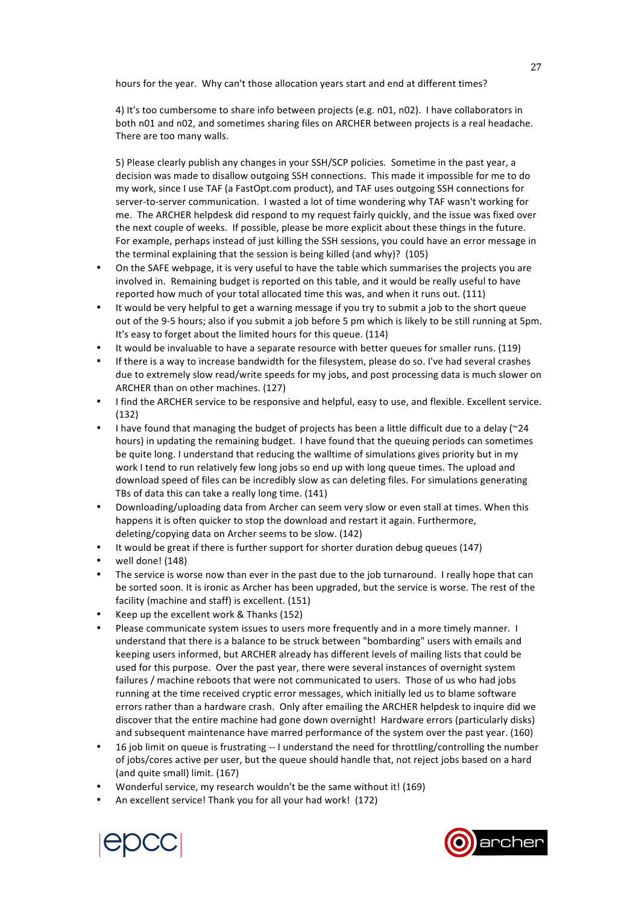hours for the year. Why can't those allocation years start and end at different times?

4) It's too cumbersome to share info between projects (e.g. n01, n02). I have collaborators in both n01 and n02, and sometimes sharing files on ARCHER between projects is a real headache. There are too many walls.

5) Please clearly publish any changes in your SSH/SCP policies. Sometime in the past year, a decision was made to disallow outgoing SSH connections. This made it impossible for me to do my work, since I use TAF (a FastOpt.com product), and TAF uses outgoing SSH connections for server-to-server communication. I wasted a lot of time wondering why TAF wasn't working for me. The ARCHER helpdesk did respond to my request fairly quickly, and the issue was fixed over the next couple of weeks. If possible, please be more explicit about these things in the future. For example, perhaps instead of just killing the SSH sessions, you could have an error message in the terminal explaining that the session is being killed (and why)? (105)

- On the SAFE webpage, it is very useful to have the table which summarises the projects you are involved in. Remaining budget is reported on this table, and it would be really useful to have reported how much of your total allocated time this was, and when it runs out. (111)
- It would be very helpful to get a warning message if you try to submit a job to the short queue out of the 9-5 hours; also if you submit a job before 5 pm which is likely to be still running at 5pm. It's easy to forget about the limited hours for this queue. (114)
- It would be invaluable to have a separate resource with better queues for smaller runs. (119)
- If there is a way to increase bandwidth for the filesystem, please do so. I've had several crashes due to extremely slow read/write speeds for my jobs, and post processing data is much slower on ARCHER than on other machines. (127)
- I find the ARCHER service to be responsive and helpful, easy to use, and flexible. Excellent service. (132)
- I have found that managing the budget of projects has been a little difficult due to a delay (~24 hours) in updating the remaining budget. I have found that the queuing periods can sometimes be quite long. I understand that reducing the walltime of simulations gives priority but in my work I tend to run relatively few long jobs so end up with long queue times. The upload and download speed of files can be incredibly slow as can deleting files. For simulations generating TBs of data this can take a really long time. (141)
- Downloading/uploading data from Archer can seem very slow or even stall at times. When this happens it is often quicker to stop the download and restart it again. Furthermore, deleting/copying data on Archer seems to be slow. (142)
- It would be great if there is further support for shorter duration debug queues (147)
- well done! (148)
- The service is worse now than ever in the past due to the job turnaround. I really hope that can be sorted soon. It is ironic as Archer has been upgraded, but the service is worse. The rest of the facility (machine and staff) is excellent. (151)
- Keep up the excellent work & Thanks (152)
- Please communicate system issues to users more frequently and in a more timely manner. I understand that there is a balance to be struck between "bombarding" users with emails and keeping users informed, but ARCHER already has different levels of mailing lists that could be used for this purpose. Over the past year, there were several instances of overnight system failures / machine reboots that were not communicated to users. Those of us who had jobs running at the time received cryptic error messages, which initially led us to blame software errors rather than a hardware crash. Only after emailing the ARCHER helpdesk to inquire did we discover that the entire machine had gone down overnight! Hardware errors (particularly disks) and subsequent maintenance have marred performance of the system over the past year. (160)
- 16 job limit on queue is frustrating -- I understand the need for throttling/controlling the number of jobs/cores active per user, but the queue should handle that, not reject jobs based on a hard (and quite small) limit. (167)
- Wonderful service, my research wouldn't be the same without it! (169)
- An excellent service! Thank you for all your had work! (172)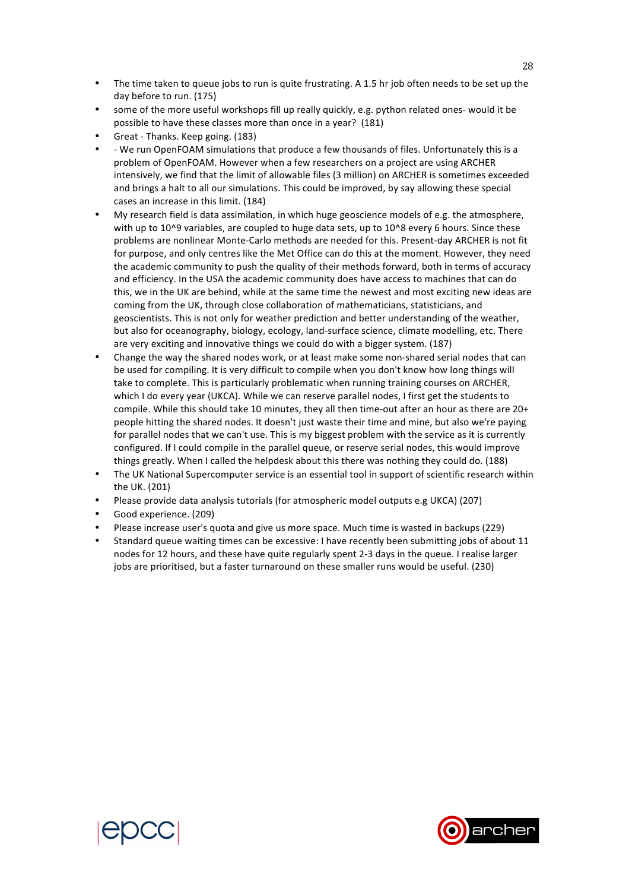- The time taken to queue jobs to run is quite frustrating. A 1.5 hr job often needs to be set up the day before to run. (175)
- some of the more useful workshops fill up really quickly, e.g. python related ones- would it be possible to have these classes more than once in a year? (181)
- Great - Thanks. Keep going. (183)
- - We run OpenFOAM simulations that produce a few thousands of files. Unfortunately this is a problem of OpenFOAM. However when a few researchers on a project are using ARCHER intensively, we find that the limit of allowable files (3 million) on ARCHER is sometimes exceeded and brings a halt to all our simulations. This could be improved, by say allowing these special cases an increase in this limit. (184)
- My research field is data assimilation, in which huge geoscience models of e.g. the atmosphere, with up to 10^9 variables, are coupled to huge data sets, up to 10^8 every 6 hours. Since these problems are nonlinear Monte-Carlo methods are needed for this. Present-day ARCHER is not fit for purpose, and only centres like the Met Office can do this at the moment. However, they need the academic community to push the quality of their methods forward, both in terms of accuracy and efficiency. In the USA the academic community does have access to machines that can do this, we in the UK are behind, while at the same time the newest and most exciting new ideas are coming from the UK, through close collaboration of mathematicians, statisticians, and geoscientists. This is not only for weather prediction and better understanding of the weather, but also for oceanography, biology, ecology, land-surface science, climate modelling, etc. There are very exciting and innovative things we could do with a bigger system. (187)
- Change the way the shared nodes work, or at least make some non-shared serial nodes that can be used for compiling. It is very difficult to compile when you don't know how long things will take to complete. This is particularly problematic when running training courses on ARCHER, which I do every year (UKCA). While we can reserve parallel nodes, I first get the students to compile. While this should take 10 minutes, they all then time-out after an hour as there are 20+ people hitting the shared nodes. It doesn't just waste their time and mine, but also we're paying for parallel nodes that we can't use. This is my biggest problem with the service as it is currently configured. If I could compile in the parallel queue, or reserve serial nodes, this would improve things greatly. When I called the helpdesk about this there was nothing they could do. (188)
- The UK National Supercomputer service is an essential tool in support of scientific research within the UK. (201)
- Please provide data analysis tutorials (for atmospheric model outputs e.g UKCA) (207)
- Good experience. (209)
- Please increase user's quota and give us more space. Much time is wasted in backups (229)
- Standard queue waiting times can be excessive: I have recently been submitting jobs of about 11 nodes for 12 hours, and these have quite regularly spent 2-3 days in the queue. I realise larger jobs are prioritised, but a faster turnaround on these smaller runs would be useful. (230)